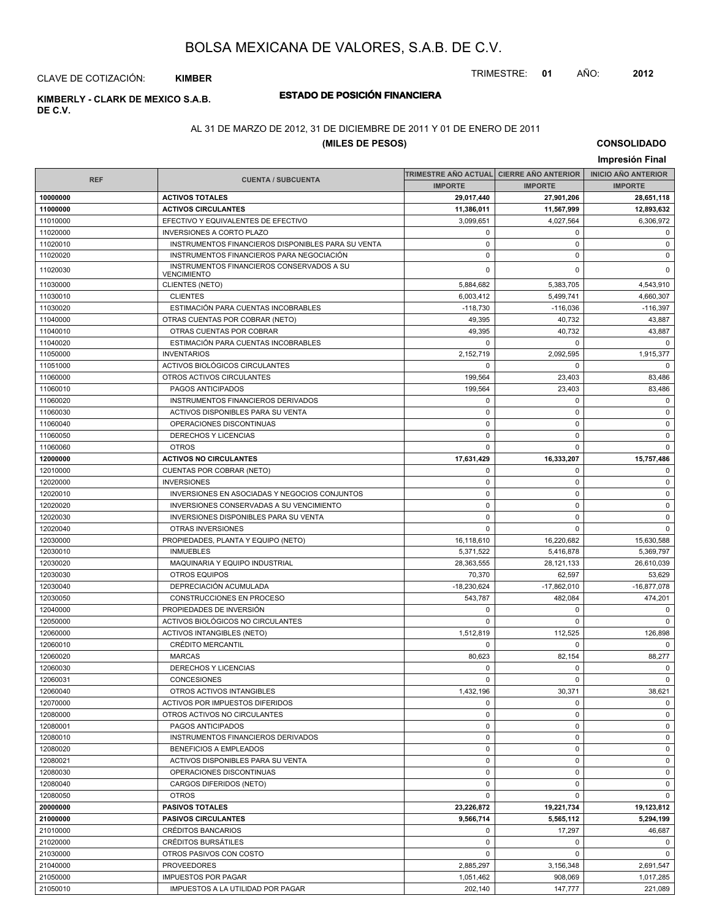# BOLSA MEXICANA DE VALORES, S.A.B. DE C.V.

CLAVE DE COTIZACIÓN: **KIMBER**

TRIMESTRE: **01** AÑO: **2012**

**KIMBERLY - CLARK DE MEXICO S.A.B. DE C.V.**

## ESTADO DE POSICIÓN FINANCIERA

AL 31 DE MARZO DE 2012, 31 DE DICIEMBRE DE 2011 Y 01 DE ENERO DE 2011

**(MILES DE PESOS)**

**CONSOLIDADO**

**Impresión Final**

| REF | CUENTA / SUBCUENTA | TRIMESTRE AÑO ACTUAL | CIERRE AÑO ANTERIOR | INICIO AÑO ANTERIOR |
|---|---|---|---|---|
| | | IMPORTE | IMPORTE | IMPORTE |
| **10000000** | **ACTIVOS TOTALES** | **29,017,440** | **27,901,206** | **28,651,118** |
| **11000000** | **ACTIVOS CIRCULANTES** | **11,386,011** | **11,567,999** | **12,893,632** |
| 11010000 | EFECTIVO Y EQUIVALENTES DE EFECTIVO | 3,099,651 | 4,027,564 | 6,306,972 |
| 11020000 | INVERSIONES A CORTO PLAZO | 0 | 0 | 0 |
| 11020010 | INSTRUMENTOS FINANCIEROS DISPONIBLES PARA SU VENTA | 0 | 0 | 0 |
| 11020020 | INSTRUMENTOS FINANCIEROS PARA NEGOCIACIÓN | 0 | 0 | 0 |
| 11020030 | INSTRUMENTOS FINANCIEROS CONSERVADOS A SU VENCIMIENTO | 0 | 0 | 0 |
| 11030000 | CLIENTES (NETO) | 5,884,682 | 5,383,705 | 4,543,910 |
| 11030010 | CLIENTES | 6,003,412 | 5,499,741 | 4,660,307 |
| 11030020 | ESTIMACIÓN PARA CUENTAS INCOBRABLES | -118,730 | -116,036 | -116,397 |
| 11040000 | OTRAS CUENTAS POR COBRAR (NETO) | 49,395 | 40,732 | 43,887 |
| 11040010 | OTRAS CUENTAS POR COBRAR | 49,395 | 40,732 | 43,887 |
| 11040020 | ESTIMACIÓN PARA CUENTAS INCOBRABLES | 0 | 0 | 0 |
| 11050000 | INVENTARIOS | 2,152,719 | 2,092,595 | 1,915,377 |
| 11051000 | ACTIVOS BIOLÓGICOS CIRCULANTES | 0 | 0 | 0 |
| 11060000 | OTROS ACTIVOS CIRCULANTES | 199,564 | 23,403 | 83,486 |
| 11060010 | PAGOS ANTICIPADOS | 199,564 | 23,403 | 83,486 |
| 11060020 | INSTRUMENTOS FINANCIEROS DERIVADOS | 0 | 0 | 0 |
| 11060030 | ACTIVOS DISPONIBLES PARA SU VENTA | 0 | 0 | 0 |
| 11060040 | OPERACIONES DISCONTINUAS | 0 | 0 | 0 |
| 11060050 | DERECHOS Y LICENCIAS | 0 | 0 | 0 |
| 11060060 | OTROS | 0 | 0 | 0 |
| **12000000** | **ACTIVOS NO CIRCULANTES** | **17,631,429** | **16,333,207** | **15,757,486** |
| 12010000 | CUENTAS POR COBRAR (NETO) | 0 | 0 | 0 |
| 12020000 | INVERSIONES | 0 | 0 | 0 |
| 12020010 | INVERSIONES EN ASOCIADAS Y NEGOCIOS CONJUNTOS | 0 | 0 | 0 |
| 12020020 | INVERSIONES CONSERVADAS A SU VENCIMIENTO | 0 | 0 | 0 |
| 12020030 | INVERSIONES DISPONIBLES PARA SU VENTA | 0 | 0 | 0 |
| 12020040 | OTRAS INVERSIONES | 0 | 0 | 0 |
| 12030000 | PROPIEDADES, PLANTA Y EQUIPO (NETO) | 16,118,610 | 16,220,682 | 15,630,588 |
| 12030010 | INMUEBLES | 5,371,522 | 5,416,878 | 5,369,797 |
| 12030020 | MAQUINARIA Y EQUIPO INDUSTRIAL | 28,363,555 | 28,121,133 | 26,610,039 |
| 12030030 | OTROS EQUIPOS | 70,370 | 62,597 | 53,629 |
| 12030040 | DEPRECIACIÓN ACUMULADA | -18,230,624 | -17,862,010 | -16,877,078 |
| 12030050 | CONSTRUCCIONES EN PROCESO | 543,787 | 482,084 | 474,201 |
| 12040000 | PROPIEDADES DE INVERSIÓN | 0 | 0 | 0 |
| 12050000 | ACTIVOS BIOLÓGICOS NO CIRCULANTES | 0 | 0 | 0 |
| 12060000 | ACTIVOS INTANGIBLES (NETO) | 1,512,819 | 112,525 | 126,898 |
| 12060010 | CRÉDITO MERCANTIL | 0 | 0 | 0 |
| 12060020 | MARCAS | 80,623 | 82,154 | 88,277 |
| 12060030 | DERECHOS Y LICENCIAS | 0 | 0 | 0 |
| 12060031 | CONCESIONES | 0 | 0 | 0 |
| 12060040 | OTROS ACTIVOS INTANGIBLES | 1,432,196 | 30,371 | 38,621 |
| 12070000 | ACTIVOS POR IMPUESTOS DIFERIDOS | 0 | 0 | 0 |
| 12080000 | OTROS ACTIVOS NO CIRCULANTES | 0 | 0 | 0 |
| 12080001 | PAGOS ANTICIPADOS | 0 | 0 | 0 |
| 12080010 | INSTRUMENTOS FINANCIEROS DERIVADOS | 0 | 0 | 0 |
| 12080020 | BENEFICIOS A EMPLEADOS | 0 | 0 | 0 |
| 12080021 | ACTIVOS DISPONIBLES PARA SU VENTA | 0 | 0 | 0 |
| 12080030 | OPERACIONES DISCONTINUAS | 0 | 0 | 0 |
| 12080040 | CARGOS DIFERIDOS (NETO) | 0 | 0 | 0 |
| 12080050 | OTROS | 0 | 0 | 0 |
| **20000000** | **PASIVOS TOTALES** | **23,226,872** | **19,221,734** | **19,123,812** |
| **21000000** | **PASIVOS CIRCULANTES** | **9,566,714** | **5,565,112** | **5,294,199** |
| 21010000 | CRÉDITOS BANCARIOS | 0 | 17,297 | 46,687 |
| 21020000 | CRÉDITOS BURSÁTILES | 0 | 0 | 0 |
| 21030000 | OTROS PASIVOS CON COSTO | 0 | 0 | 0 |
| 21040000 | PROVEEDORES | 2,885,297 | 3,156,348 | 2,691,547 |
| 21050000 | IMPUESTOS POR PAGAR | 1,051,462 | 908,069 | 1,017,285 |
| 21050010 | IMPUESTOS A LA UTILIDAD POR PAGAR | 202,140 | 147,777 | 221,089 |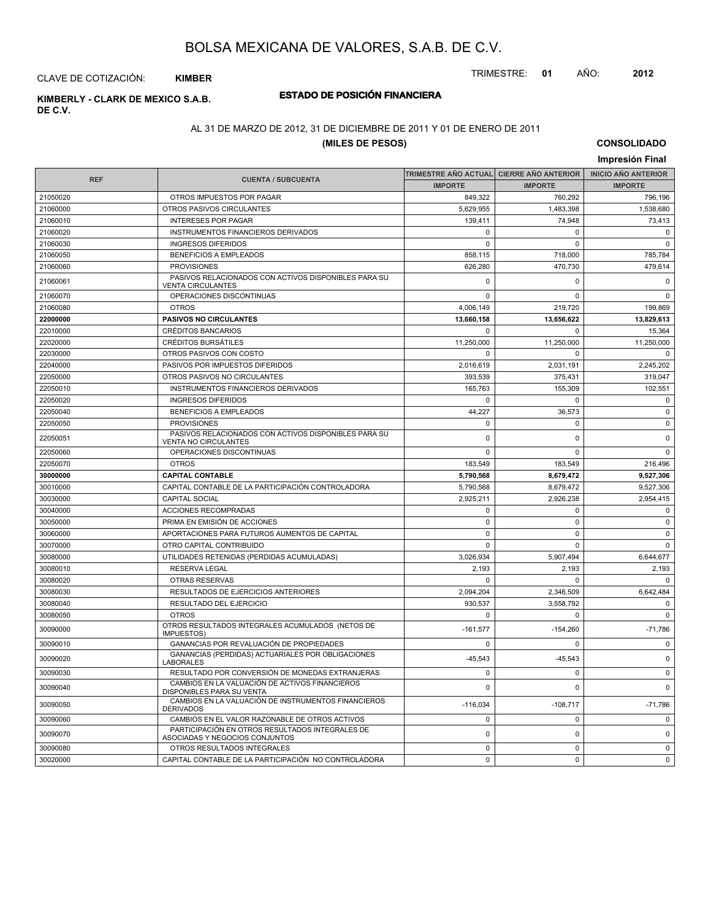# BOLSA MEXICANA DE VALORES, S.A.B. DE C.V.

CLAVE DE COTIZACIÓN: **KIMBER**

TRIMESTRE: **01** AÑO: **2012**

**KIMBERLY - CLARK DE MEXICO S.A.B. DE C.V.**

## ESTADO DE POSICIÓN FINANCIERA

AL 31 DE MARZO DE 2012, 31 DE DICIEMBRE DE 2011 Y 01 DE ENERO DE 2011

**(MILES DE PESOS)**

**CONSOLIDADO**

**Impresión Final**

| REF | CUENTA / SUBCUENTA | TRIMESTRE AÑO ACTUAL | CIERRE AÑO ANTERIOR | INICIO AÑO ANTERIOR |
|---|---|---|---|---|
| | | IMPORTE | IMPORTE | IMPORTE |
| 21050020 | OTROS IMPUESTOS POR PAGAR | 849,322 | 760,292 | 796,196 |
| 21060000 | OTROS PASIVOS CIRCULANTES | 5,629,955 | 1,483,398 | 1,538,680 |
| 21060010 | INTERESES POR PAGAR | 139,411 | 74,948 | 73,413 |
| 21060020 | INSTRUMENTOS FINANCIEROS DERIVADOS | 0 | 0 | 0 |
| 21060030 | INGRESOS DIFERIDOS | 0 | 0 | 0 |
| 21060050 | BENEFICIOS A EMPLEADOS | 858,115 | 718,000 | 785,784 |
| 21060060 | PROVISIONES | 626,280 | 470,730 | 479,614 |
| 21060061 | PASIVOS RELACIONADOS CON ACTIVOS DISPONIBLES PARA SU VENTA CIRCULANTES | 0 | 0 | 0 |
| 21060070 | OPERACIONES DISCONTINUAS | 0 | 0 | 0 |
| 21060080 | OTROS | 4,006,149 | 219,720 | 199,869 |
| **22000000** | **PASIVOS NO CIRCULANTES** | **13,660,158** | **13,656,622** | **13,829,613** |
| 22010000 | CRÉDITOS BANCARIOS | 0 | 0 | 15,364 |
| 22020000 | CRÉDITOS BURSÁTILES | 11,250,000 | 11,250,000 | 11,250,000 |
| 22030000 | OTROS PASIVOS CON COSTO | 0 | 0 | 0 |
| 22040000 | PASIVOS POR IMPUESTOS DIFERIDOS | 2,016,619 | 2,031,191 | 2,245,202 |
| 22050000 | OTROS PASIVOS NO CIRCULANTES | 393,539 | 375,431 | 319,047 |
| 22050010 | INSTRUMENTOS FINANCIEROS DERIVADOS | 165,763 | 155,309 | 102,551 |
| 22050020 | INGRESOS DIFERIDOS | 0 | 0 | 0 |
| 22050040 | BENEFICIOS A EMPLEADOS | 44,227 | 36,573 | 0 |
| 22050050 | PROVISIONES | 0 | 0 | 0 |
| 22050051 | PASIVOS RELACIONADOS CON ACTIVOS DISPONIBLES PARA SU VENTA NO CIRCULANTES | 0 | 0 | 0 |
| 22050060 | OPERACIONES DISCONTINUAS | 0 | 0 | 0 |
| 22050070 | OTROS | 183,549 | 183,549 | 216,496 |
| **30000000** | **CAPITAL CONTABLE** | **5,790,568** | **8,679,472** | **9,527,306** |
| 30010000 | CAPITAL CONTABLE DE LA PARTICIPACIÓN CONTROLADORA | 5,790,568 | 8,679,472 | 9,527,306 |
| 30030000 | CAPITAL SOCIAL | 2,925,211 | 2,926,238 | 2,954,415 |
| 30040000 | ACCIONES RECOMPRADAS | 0 | 0 | 0 |
| 30050000 | PRIMA EN EMISIÓN DE ACCIONES | 0 | 0 | 0 |
| 30060000 | APORTACIONES PARA FUTUROS AUMENTOS DE CAPITAL | 0 | 0 | 0 |
| 30070000 | OTRO CAPITAL CONTRIBUIDO | 0 | 0 | 0 |
| 30080000 | UTILIDADES RETENIDAS (PERDIDAS ACUMULADAS) | 3,026,934 | 5,907,494 | 6,644,677 |
| 30080010 | RESERVA LEGAL | 2,193 | 2,193 | 2,193 |
| 30080020 | OTRAS RESERVAS | 0 | 0 | 0 |
| 30080030 | RESULTADOS DE EJERCICIOS ANTERIORES | 2,094,204 | 2,346,509 | 6,642,484 |
| 30080040 | RESULTADO DEL EJERCICIO | 930,537 | 3,558,792 | 0 |
| 30080050 | OTROS | 0 | 0 | 0 |
| 30090000 | OTROS RESULTADOS INTEGRALES ACUMULADOS (NETOS DE IMPUESTOS) | -161,577 | -154,260 | -71,786 |
| 30090010 | GANANCIAS POR REVALUACIÓN DE PROPIEDADES | 0 | 0 | 0 |
| 30090020 | GANANCIAS (PERDIDAS) ACTUARIALES POR OBLIGACIONES LABORALES | -45,543 | -45,543 | 0 |
| 30090030 | RESULTADO POR CONVERSIÓN DE MONEDAS EXTRANJERAS | 0 | 0 | 0 |
| 30090040 | CAMBIOS EN LA VALUACIÓN DE ACTIVOS FINANCIEROS DISPONIBLES PARA SU VENTA | 0 | 0 | 0 |
| 30090050 | CAMBIOS EN LA VALUACIÓN DE INSTRUMENTOS FINANCIEROS DERIVADOS | -116,034 | -108,717 | -71,786 |
| 30090060 | CAMBIOS EN EL VALOR RAZONABLE DE OTROS ACTIVOS | 0 | 0 | 0 |
| 30090070 | PARTICIPACIÓN EN OTROS RESULTADOS INTEGRALES DE ASOCIADAS Y NEGOCIOS CONJUNTOS | 0 | 0 | 0 |
| 30090080 | OTROS RESULTADOS INTEGRALES | 0 | 0 | 0 |
| 30020000 | CAPITAL CONTABLE DE LA PARTICIPACIÓN NO CONTROLADORA | 0 | 0 | 0 |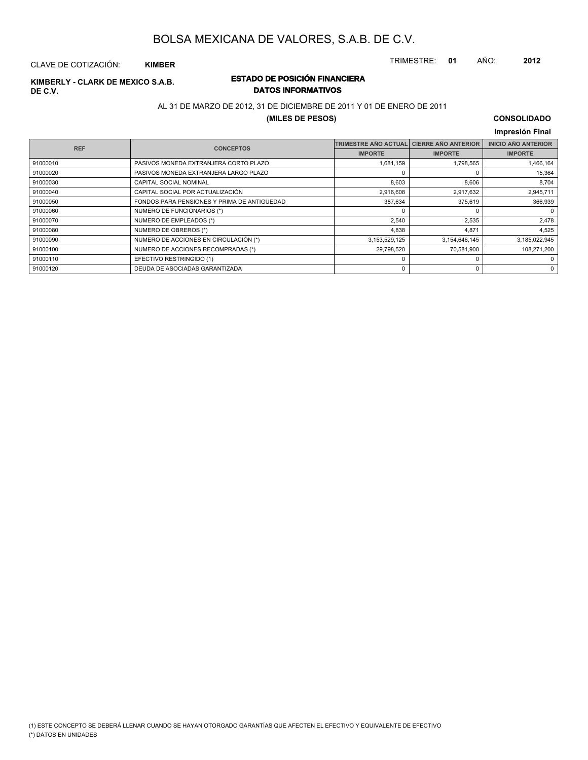# BOLSA MEXICANA DE VALORES, S.A.B. DE C.V.

CLAVE DE COTIZACIÓN: **KIMBER**

TRIMESTRE: **01** AÑO: **2012**

**KIMBERLY - CLARK DE MEXICO S.A.B. DE C.V.**

## ESTADO DE POSICIÓN FINANCIERA
### DATOS INFORMATIVOS

AL 31 DE MARZO DE 2012, 31 DE DICIEMBRE DE 2011 Y 01 DE ENERO DE 2011

**(MILES DE PESOS)**

**CONSOLIDADO**

**Impresión Final**

| REF | CONCEPTOS | TRIMESTRE AÑO ACTUAL | CIERRE AÑO ANTERIOR | INICIO AÑO ANTERIOR |
|---|---|---|---|---|
| | | IMPORTE | IMPORTE | IMPORTE |
| 91000010 | PASIVOS MONEDA EXTRANJERA CORTO PLAZO | 1,681,159 | 1,798,565 | 1,466,164 |
| 91000020 | PASIVOS MONEDA EXTRANJERA LARGO PLAZO | 0 | 0 | 15,364 |
| 91000030 | CAPITAL SOCIAL NOMINAL | 8,603 | 8,606 | 8,704 |
| 91000040 | CAPITAL SOCIAL POR ACTUALIZACIÓN | 2,916,608 | 2,917,632 | 2,945,711 |
| 91000050 | FONDOS PARA PENSIONES Y PRIMA DE ANTIGÜEDAD | 387,634 | 375,619 | 366,939 |
| 91000060 | NUMERO DE FUNCIONARIOS (*) | 0 | 0 | 0 |
| 91000070 | NUMERO DE EMPLEADOS (*) | 2,540 | 2,535 | 2,478 |
| 91000080 | NUMERO DE OBREROS (*) | 4,838 | 4,871 | 4,525 |
| 91000090 | NUMERO DE ACCIONES EN CIRCULACIÓN (*) | 3,153,529,125 | 3,154,646,145 | 3,185,022,945 |
| 91000100 | NUMERO DE ACCIONES RECOMPRADAS (*) | 29,798,520 | 70,581,900 | 108,271,200 |
| 91000110 | EFECTIVO RESTRINGIDO (1) | 0 | 0 | 0 |
| 91000120 | DEUDA DE ASOCIADAS GARANTIZADA | 0 | 0 | 0 |

(1) ESTE CONCEPTO SE DEBERÁ LLENAR CUANDO SE HAYAN OTORGADO GARANTÍAS QUE AFECTEN EL EFECTIVO Y EQUIVALENTE DE EFECTIVO

(*) DATOS EN UNIDADES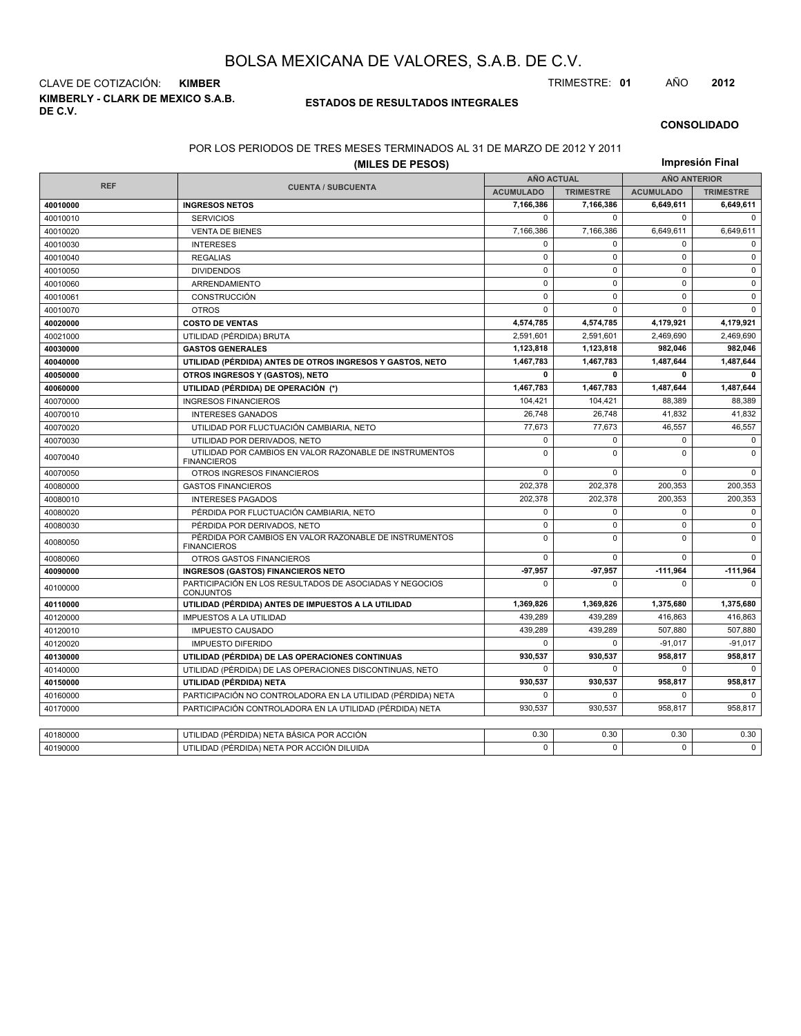# BOLSA MEXICANA DE VALORES, S.A.B. DE C.V.

CLAVE DE COTIZACIÓN: **KIMBER**

TRIMESTRE: **01** AÑO **2012**

**KIMBERLY - CLARK DE MEXICO S.A.B. DE C.V.**

## ESTADOS DE RESULTADOS INTEGRALES

**CONSOLIDADO**

POR LOS PERIODOS DE TRES MESES TERMINADOS AL 31 DE MARZO DE 2012 Y 2011

**(MILES DE PESOS)**

**Impresión Final**

| REF | CUENTA / SUBCUENTA | AÑO ACTUAL | | AÑO ANTERIOR | |
|---|---|---|---|---|---|
| | | ACUMULADO | TRIMESTRE | ACUMULADO | TRIMESTRE |
| **40010000** | **INGRESOS NETOS** | **7,166,386** | **7,166,386** | **6,649,611** | **6,649,611** |
| 40010010 | SERVICIOS | 0 | 0 | 0 | 0 |
| 40010020 | VENTA DE BIENES | 7,166,386 | 7,166,386 | 6,649,611 | 6,649,611 |
| 40010030 | INTERESES | 0 | 0 | 0 | 0 |
| 40010040 | REGALIAS | 0 | 0 | 0 | 0 |
| 40010050 | DIVIDENDOS | 0 | 0 | 0 | 0 |
| 40010060 | ARRENDAMIENTO | 0 | 0 | 0 | 0 |
| 40010061 | CONSTRUCCIÓN | 0 | 0 | 0 | 0 |
| 40010070 | OTROS | 0 | 0 | 0 | 0 |
| **40020000** | **COSTO DE VENTAS** | **4,574,785** | **4,574,785** | **4,179,921** | **4,179,921** |
| 40021000 | UTILIDAD (PÉRDIDA) BRUTA | 2,591,601 | 2,591,601 | 2,469,690 | 2,469,690 |
| **40030000** | **GASTOS GENERALES** | **1,123,818** | **1,123,818** | **982,046** | **982,046** |
| **40040000** | **UTILIDAD (PÉRDIDA) ANTES DE OTROS INGRESOS Y GASTOS, NETO** | **1,467,783** | **1,467,783** | **1,487,644** | **1,487,644** |
| **40050000** | **OTROS INGRESOS Y (GASTOS), NETO** | **0** | **0** | **0** | **0** |
| **40060000** | **UTILIDAD (PÉRDIDA) DE OPERACIÓN (*)** | **1,467,783** | **1,467,783** | **1,487,644** | **1,487,644** |
| 40070000 | INGRESOS FINANCIEROS | 104,421 | 104,421 | 88,389 | 88,389 |
| 40070010 | INTERESES GANADOS | 26,748 | 26,748 | 41,832 | 41,832 |
| 40070020 | UTILIDAD POR FLUCTUACIÓN CAMBIARIA, NETO | 77,673 | 77,673 | 46,557 | 46,557 |
| 40070030 | UTILIDAD POR DERIVADOS, NETO | 0 | 0 | 0 | 0 |
| 40070040 | UTILIDAD POR CAMBIOS EN VALOR RAZONABLE DE INSTRUMENTOS FINANCIEROS | 0 | 0 | 0 | 0 |
| 40070050 | OTROS INGRESOS FINANCIEROS | 0 | 0 | 0 | 0 |
| 40080000 | GASTOS FINANCIEROS | 202,378 | 202,378 | 200,353 | 200,353 |
| 40080010 | INTERESES PAGADOS | 202,378 | 202,378 | 200,353 | 200,353 |
| 40080020 | PÉRDIDA POR FLUCTUACIÓN CAMBIARIA, NETO | 0 | 0 | 0 | 0 |
| 40080030 | PÉRDIDA POR DERIVADOS, NETO | 0 | 0 | 0 | 0 |
| 40080050 | PÉRDIDA POR CAMBIOS EN VALOR RAZONABLE DE INSTRUMENTOS FINANCIEROS | 0 | 0 | 0 | 0 |
| 40080060 | OTROS GASTOS FINANCIEROS | 0 | 0 | 0 | 0 |
| **40090000** | **INGRESOS (GASTOS) FINANCIEROS NETO** | **-97,957** | **-97,957** | **-111,964** | **-111,964** |
| 40100000 | PARTICIPACIÓN EN LOS RESULTADOS DE ASOCIADAS Y NEGOCIOS CONJUNTOS | 0 | 0 | 0 | 0 |
| **40110000** | **UTILIDAD (PÉRDIDA) ANTES DE IMPUESTOS A LA UTILIDAD** | **1,369,826** | **1,369,826** | **1,375,680** | **1,375,680** |
| 40120000 | IMPUESTOS A LA UTILIDAD | 439,289 | 439,289 | 416,863 | 416,863 |
| 40120010 | IMPUESTO CAUSADO | 439,289 | 439,289 | 507,880 | 507,880 |
| 40120020 | IMPUESTO DIFERIDO | 0 | 0 | -91,017 | -91,017 |
| **40130000** | **UTILIDAD (PÉRDIDA) DE LAS OPERACIONES CONTINUAS** | **930,537** | **930,537** | **958,817** | **958,817** |
| 40140000 | UTILIDAD (PÉRDIDA) DE LAS OPERACIONES DISCONTINUAS, NETO | 0 | 0 | 0 | 0 |
| **40150000** | **UTILIDAD (PÉRDIDA) NETA** | **930,537** | **930,537** | **958,817** | **958,817** |
| 40160000 | PARTICIPACIÓN NO CONTROLADORA EN LA UTILIDAD (PÉRDIDA) NETA | 0 | 0 | 0 | 0 |
| 40170000 | PARTICIPACIÓN CONTROLADORA EN LA UTILIDAD (PÉRDIDA) NETA | 930,537 | 930,537 | 958,817 | 958,817 |
| 40180000 | UTILIDAD (PÉRDIDA) NETA BÁSICA POR ACCIÓN | 0.30 | 0.30 | 0.30 | 0.30 |
| 40190000 | UTILIDAD (PÉRDIDA) NETA POR ACCIÓN DILUIDA | 0 | 0 | 0 | 0 |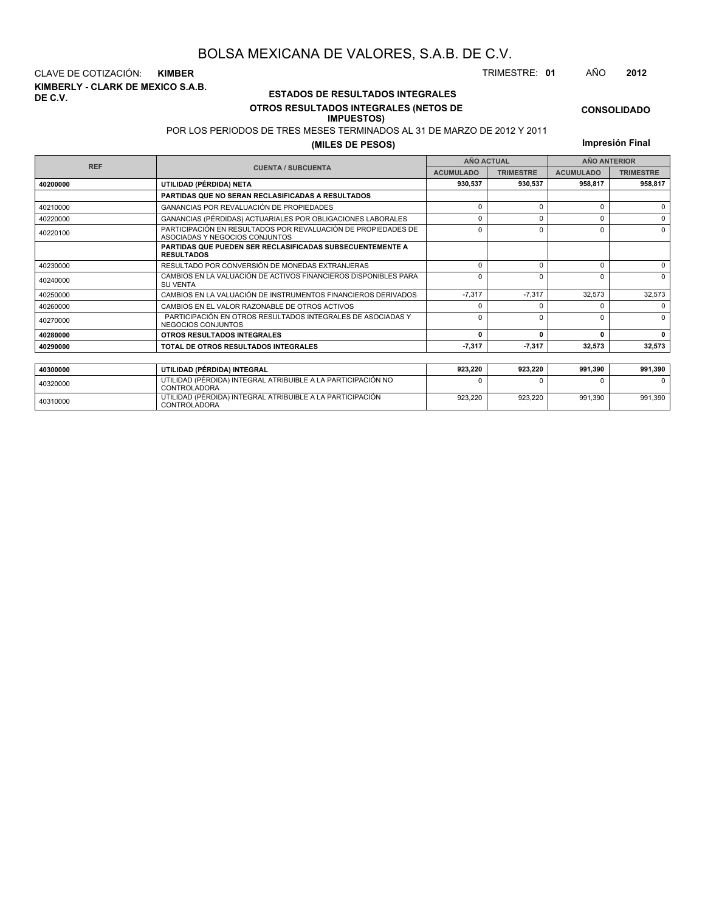# BOLSA MEXICANA DE VALORES, S.A.B. DE C.V.

CLAVE DE COTIZACIÓN: **KIMBER** TRIMESTRE: **01** AÑO **2012**

**KIMBERLY - CLARK DE MEXICO S.A.B. DE C.V.**

## ESTADOS DE RESULTADOS INTEGRALES

### OTROS RESULTADOS INTEGRALES (NETOS DE IMPUESTOS)

**CONSOLIDADO**

POR LOS PERIODOS DE TRES MESES TERMINADOS AL 31 DE MARZO DE 2012 Y 2011

**(MILES DE PESOS)**

**Impresión Final**

| REF | CUENTA / SUBCUENTA | AÑO ACTUAL | | AÑO ANTERIOR | |
|---|---|---|---|---|---|
| | | ACUMULADO | TRIMESTRE | ACUMULADO | TRIMESTRE |
| **40200000** | **UTILIDAD (PÉRDIDA) NETA** | **930,537** | **930,537** | **958,817** | **958,817** |
| | **PARTIDAS QUE NO SERAN RECLASIFICADAS A RESULTADOS** | | | | |
| 40210000 | GANANCIAS POR REVALUACIÓN DE PROPIEDADES | 0 | 0 | 0 | 0 |
| 40220000 | GANANCIAS (PÉRDIDAS) ACTUARIALES POR OBLIGACIONES LABORALES | 0 | 0 | 0 | 0 |
| 40220100 | PARTICIPACIÓN EN RESULTADOS POR REVALUACIÓN DE PROPIEDADES DE ASOCIADAS Y NEGOCIOS CONJUNTOS | 0 | 0 | 0 | 0 |
| | **PARTIDAS QUE PUEDEN SER RECLASIFICADAS SUBSECUENTEMENTE A RESULTADOS** | | | | |
| 40230000 | RESULTADO POR CONVERSIÓN DE MONEDAS EXTRANJERAS | 0 | 0 | 0 | 0 |
| 40240000 | CAMBIOS EN LA VALUACIÓN DE ACTIVOS FINANCIEROS DISPONIBLES PARA SU VENTA | 0 | 0 | 0 | 0 |
| 40250000 | CAMBIOS EN LA VALUACIÓN DE INSTRUMENTOS FINANCIEROS DERIVADOS | -7,317 | -7,317 | 32,573 | 32,573 |
| 40260000 | CAMBIOS EN EL VALOR RAZONABLE DE OTROS ACTIVOS | 0 | 0 | 0 | 0 |
| 40270000 | PARTICIPACIÓN EN OTROS RESULTADOS INTEGRALES DE ASOCIADAS Y NEGOCIOS CONJUNTOS | 0 | 0 | 0 | 0 |
| **40280000** | **OTROS RESULTADOS INTEGRALES** | **0** | **0** | **0** | **0** |
| **40290000** | **TOTAL DE OTROS RESULTADOS INTEGRALES** | **-7,317** | **-7,317** | **32,573** | **32,573** |

| REF | CUENTA / SUBCUENTA | ACUMULADO | TRIMESTRE | ACUMULADO | TRIMESTRE |
|---|---|---|---|---|---|
| **40300000** | **UTILIDAD (PÉRDIDA) INTEGRAL** | **923,220** | **923,220** | **991,390** | **991,390** |
| 40320000 | UTILIDAD (PÉRDIDA) INTEGRAL ATRIBUIBLE A LA PARTICIPACIÓN NO CONTROLADORA | 0 | 0 | 0 | 0 |
| 40310000 | UTILIDAD (PÉRDIDA) INTEGRAL ATRIBUIBLE A LA PARTICIPACIÓN CONTROLADORA | 923,220 | 923,220 | 991,390 | 991,390 |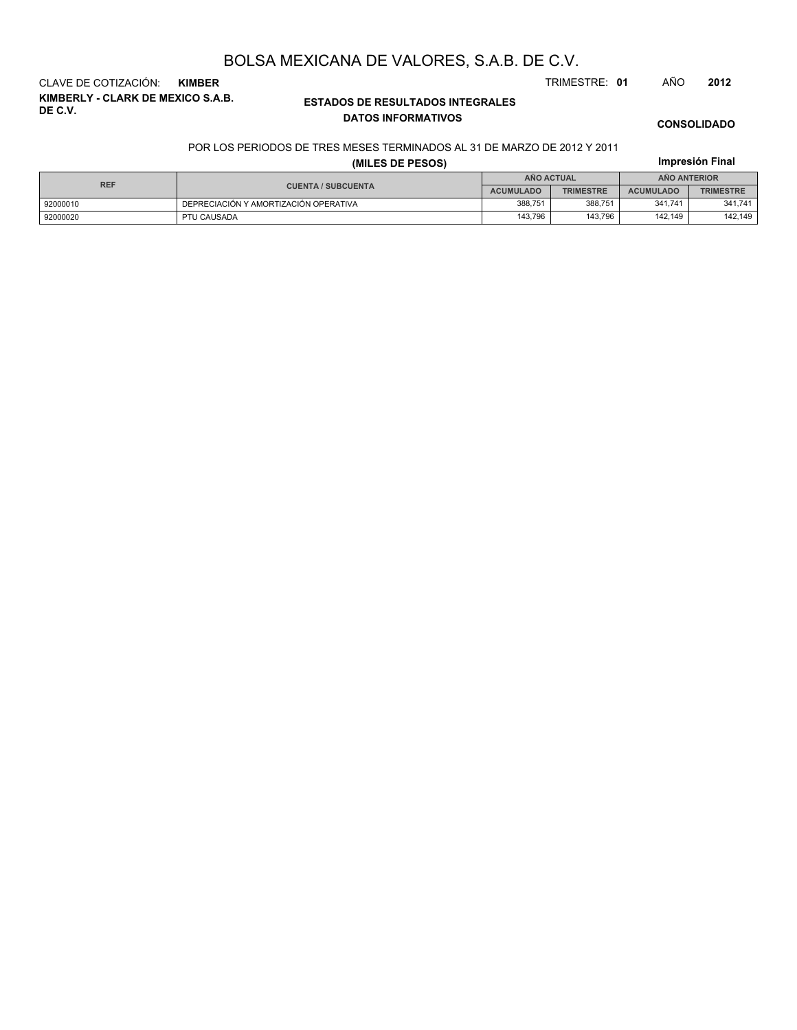# BOLSA MEXICANA DE VALORES, S.A.B. DE C.V.

CLAVE DE COTIZACIÓN: **KIMBER**

TRIMESTRE: **01** AÑO **2012**

**KIMBERLY - CLARK DE MEXICO S.A.B. DE C.V.**

## ESTADOS DE RESULTADOS INTEGRALES
### DATOS INFORMATIVOS

**CONSOLIDADO**

POR LOS PERIODOS DE TRES MESES TERMINADOS AL 31 DE MARZO DE 2012 Y 2011

**(MILES DE PESOS)**

**Impresión Final**

| REF | CUENTA / SUBCUENTA | AÑO ACTUAL | | AÑO ANTERIOR | |
|---|---|---|---|---|---|
| | | ACUMULADO | TRIMESTRE | ACUMULADO | TRIMESTRE |
| 92000010 | DEPRECIACIÓN Y AMORTIZACIÓN OPERATIVA | 388,751 | 388,751 | 341,741 | 341,741 |
| 92000020 | PTU CAUSADA | 143,796 | 143,796 | 142,149 | 142,149 |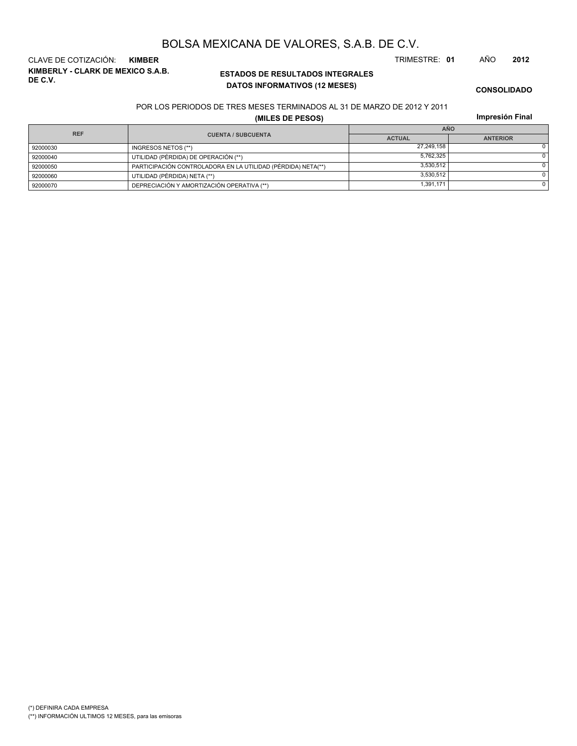# BOLSA MEXICANA DE VALORES, S.A.B. DE C.V.

CLAVE DE COTIZACIÓN: **KIMBER**

TRIMESTRE: **01** AÑO **2012**

**KIMBERLY - CLARK DE MEXICO S.A.B. DE C.V.**

**ESTADOS DE RESULTADOS INTEGRALES**
**DATOS INFORMATIVOS (12 MESES)**

**CONSOLIDADO**

POR LOS PERIODOS DE TRES MESES TERMINADOS AL 31 DE MARZO DE 2012 Y 2011

**(MILES DE PESOS)**

**Impresión Final**

| REF | CUENTA / SUBCUENTA | AÑO | |
|---|---|---|---|
| | | ACTUAL | ANTERIOR |
| 92000030 | INGRESOS NETOS (**) | 27,249,158 | 0 |
| 92000040 | UTILIDAD (PÉRDIDA) DE OPERACIÓN (**) | 5,762,325 | 0 |
| 92000050 | PARTICIPACIÓN CONTROLADORA EN LA UTILIDAD (PÉRDIDA) NETA(**) | 3,530,512 | 0 |
| 92000060 | UTILIDAD (PÉRDIDA) NETA (**) | 3,530,512 | 0 |
| 92000070 | DEPRECIACIÓN Y AMORTIZACIÓN OPERATIVA (**) | 1,391,171 | 0 |

(*) DEFINIRA CADA EMPRESA
(**) INFORMACIÓN ULTIMOS 12 MESES, para las emisoras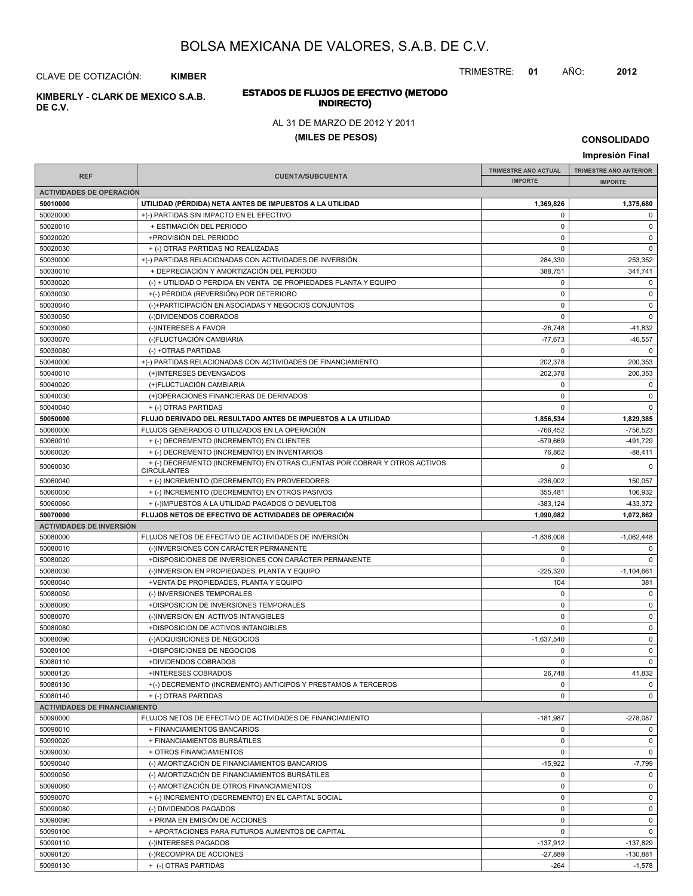# BOLSA MEXICANA DE VALORES, S.A.B. DE C.V.

CLAVE DE COTIZACIÓN: **KIMBER**

TRIMESTRE: **01** AÑO: **2012**

**KIMBERLY - CLARK DE MEXICO S.A.B. DE C.V.**

## ESTADOS DE FLUJOS DE EFECTIVO (METODO INDIRECTO)

AL 31 DE MARZO DE 2012 Y 2011

**(MILES DE PESOS)**

**CONSOLIDADO**

**Impresión Final**

| REF | CUENTA/SUBCUENTA | TRIMESTRE AÑO ACTUAL IMPORTE | TRIMESTRE AÑO ANTERIOR IMPORTE |
|---|---|---|---|
| **ACTIVIDADES DE OPERACIÓN** | | | |
| **50010000** | **UTILIDAD (PÉRDIDA) NETA ANTES DE IMPUESTOS A LA UTILIDAD** | **1,369,826** | **1,375,680** |
| 50020000 | +(-) PARTIDAS SIN IMPACTO EN EL EFECTIVO | 0 | 0 |
| 50020010 | + ESTIMACIÓN DEL PERIODO | 0 | 0 |
| 50020020 | +PROVISIÓN DEL PERIODO | 0 | 0 |
| 50020030 | + (-) OTRAS PARTIDAS NO REALIZADAS | 0 | 0 |
| 50030000 | +(-) PARTIDAS RELACIONADAS CON ACTIVIDADES DE INVERSIÓN | 284,330 | 253,352 |
| 50030010 | + DEPRECIACIÓN Y AMORTIZACIÓN DEL PERIODO | 388,751 | 341,741 |
| 50030020 | (-) + UTILIDAD O PERDIDA EN VENTA DE PROPIEDADES PLANTA Y EQUIPO | 0 | 0 |
| 50030030 | +(-) PÉRDIDA (REVERSIÓN) POR DETERIORO | 0 | 0 |
| 50030040 | (-)+PARTICIPACIÓN EN ASOCIADAS Y NEGOCIOS CONJUNTOS | 0 | 0 |
| 50030050 | (-)DIVIDENDOS COBRADOS | 0 | 0 |
| 50030060 | (-)INTERESES A FAVOR | -26,748 | -41,832 |
| 50030070 | (-)FLUCTUACIÓN CAMBIARIA | -77,673 | -46,557 |
| 50030080 | (-) +OTRAS PARTIDAS | 0 | 0 |
| 50040000 | +(-) PARTIDAS RELACIONADAS CON ACTIVIDADES DE FINANCIAMIENTO | 202,378 | 200,353 |
| 50040010 | (+)INTERESES DEVENGADOS | 202,378 | 200,353 |
| 50040020 | (+)FLUCTUACIÓN CAMBIARIA | 0 | 0 |
| 50040030 | (+)OPERACIONES FINANCIERAS DE DERIVADOS | 0 | 0 |
| 50040040 | + (-) OTRAS PARTIDAS | 0 | 0 |
| **50050000** | **FLUJO DERIVADO DEL RESULTADO ANTES DE IMPUESTOS A LA UTILIDAD** | **1,856,534** | **1,829,385** |
| 50060000 | FLUJOS GENERADOS O UTILIZADOS EN LA OPERACIÓN | -766,452 | -756,523 |
| 50060010 | + (-) DECREMENTO (INCREMENTO) EN CLIENTES | -579,669 | -491,729 |
| 50060020 | + (-) DECREMENTO (INCREMENTO) EN INVENTARIOS | 76,862 | -88,411 |
| 50060030 | + (-) DECREMENTO (INCREMENTO) EN OTRAS CUENTAS POR COBRAR Y OTROS ACTIVOS CIRCULANTES | 0 | 0 |
| 50060040 | + (-) INCREMENTO (DECREMENTO) EN PROVEEDORES | -236,002 | 150,057 |
| 50060050 | + (-) INCREMENTO (DECREMENTO) EN OTROS PASIVOS | 355,481 | 106,932 |
| 50060060 | + (-)IMPUESTOS A LA UTILIDAD PAGADOS O DEVUELTOS | -383,124 | -433,372 |
| **50070000** | **FLUJOS NETOS DE EFECTIVO DE ACTIVIDADES DE OPERACIÓN** | **1,090,082** | **1,072,862** |
| **ACTIVIDADES DE INVERSIÓN** | | | |
| 50080000 | FLUJOS NETOS DE EFECTIVO DE ACTIVIDADES DE INVERSIÓN | -1,836,008 | -1,062,448 |
| 50080010 | (-)INVERSIONES CON CARÁCTER PERMANENTE | 0 | 0 |
| 50080020 | +DISPOSICIONES DE INVERSIONES CON CARÁCTER PERMANENTE | 0 | 0 |
| 50080030 | (-)INVERSION EN PROPIEDADES, PLANTA Y EQUIPO | -225,320 | -1,104,661 |
| 50080040 | +VENTA DE PROPIEDADES, PLANTA Y EQUIPO | 104 | 381 |
| 50080050 | (-) INVERSIONES TEMPORALES | 0 | 0 |
| 50080060 | +DISPOSICION DE INVERSIONES TEMPORALES | 0 | 0 |
| 50080070 | (-)INVERSION EN ACTIVOS INTANGIBLES | 0 | 0 |
| 50080080 | +DISPOSICION DE ACTIVOS INTANGIBLES | 0 | 0 |
| 50080090 | (-)ADQUISICIONES DE NEGOCIOS | -1,637,540 | 0 |
| 50080100 | +DISPOSICIONES DE NEGOCIOS | 0 | 0 |
| 50080110 | +DIVIDENDOS COBRADOS | 0 | 0 |
| 50080120 | +INTERESES COBRADOS | 26,748 | 41,832 |
| 50080130 | +(-) DECREMENTO (INCREMENTO) ANTICIPOS Y PRESTAMOS A TERCEROS | 0 | 0 |
| 50080140 | + (-) OTRAS PARTIDAS | 0 | 0 |
| **ACTIVIDADES DE FINANCIAMIENTO** | | | |
| 50090000 | FLUJOS NETOS DE EFECTIVO DE ACTIVIDADES DE FINANCIAMIENTO | -181,987 | -278,087 |
| 50090010 | + FINANCIAMIENTOS BANCARIOS | 0 | 0 |
| 50090020 | + FINANCIAMIENTOS BURSÁTILES | 0 | 0 |
| 50090030 | + OTROS FINANCIAMIENTOS | 0 | 0 |
| 50090040 | (-) AMORTIZACIÓN DE FINANCIAMIENTOS BANCARIOS | -15,922 | -7,799 |
| 50090050 | (-) AMORTIZACIÓN DE FINANCIAMIENTOS BURSÁTILES | 0 | 0 |
| 50090060 | (-) AMORTIZACIÓN DE OTROS FINANCIAMIENTOS | 0 | 0 |
| 50090070 | + (-) INCREMENTO (DECREMENTO) EN EL CAPITAL SOCIAL | 0 | 0 |
| 50090080 | (-) DIVIDENDOS PAGADOS | 0 | 0 |
| 50090090 | + PRIMA EN EMISIÓN DE ACCIONES | 0 | 0 |
| 50090100 | + APORTACIONES PARA FUTUROS AUMENTOS DE CAPITAL | 0 | 0 |
| 50090110 | (-)INTERESES PAGADOS | -137,912 | -137,829 |
| 50090120 | (-)RECOMPRA DE ACCIONES | -27,889 | -130,881 |
| 50090130 | + (-) OTRAS PARTIDAS | -264 | -1,578 |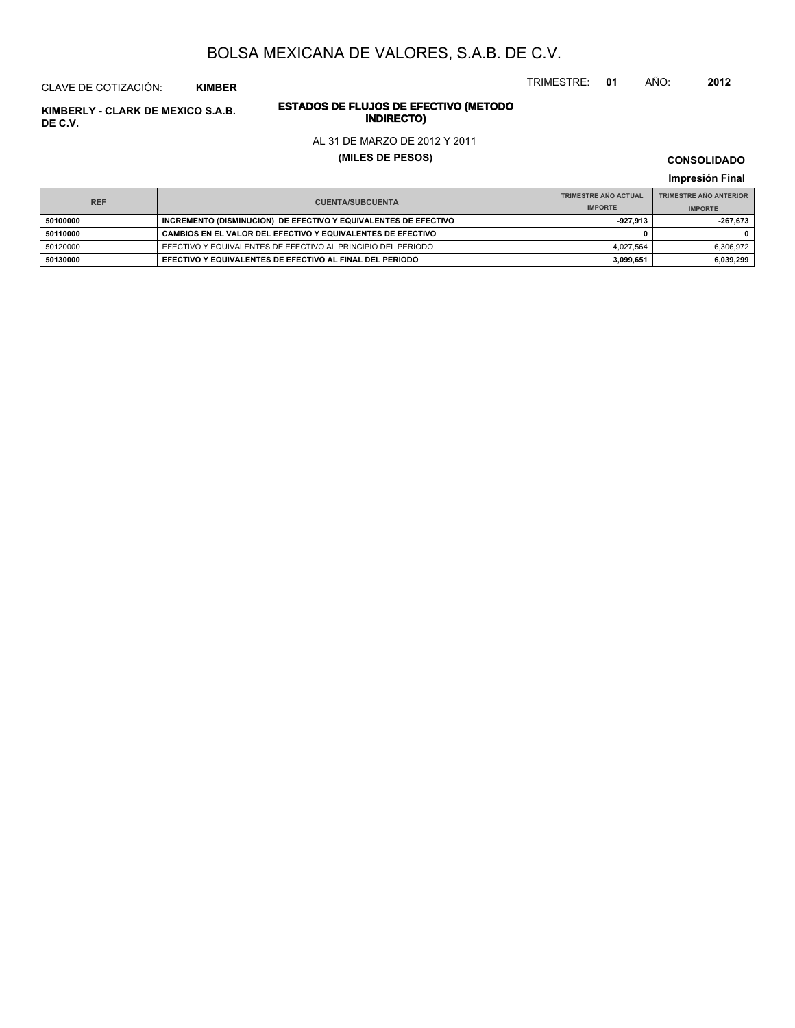# BOLSA MEXICANA DE VALORES, S.A.B. DE C.V.

CLAVE DE COTIZACIÓN: **KIMBER**

TRIMESTRE: **01** AÑO: **2012**

**KIMBERLY - CLARK DE MEXICO S.A.B. DE C.V.**

**ESTADOS DE FLUJOS DE EFECTIVO (METODO INDIRECTO)**

AL 31 DE MARZO DE 2012 Y 2011

**(MILES DE PESOS)**

**CONSOLIDADO**

**Impresión Final**

| REF | CUENTA/SUBCUENTA | TRIMESTRE AÑO ACTUAL | TRIMESTRE AÑO ANTERIOR |
|---|---|---|---|
| | | IMPORTE | IMPORTE |
| **50100000** | **INCREMENTO (DISMINUCION) DE EFECTIVO Y EQUIVALENTES DE EFECTIVO** | **-927,913** | **-267,673** |
| **50110000** | **CAMBIOS EN EL VALOR DEL EFECTIVO Y EQUIVALENTES DE EFECTIVO** | **0** | **0** |
| 50120000 | EFECTIVO Y EQUIVALENTES DE EFECTIVO AL PRINCIPIO DEL PERIODO | 4,027,564 | 6,306,972 |
| **50130000** | **EFECTIVO Y EQUIVALENTES DE EFECTIVO AL FINAL DEL PERIODO** | **3,099,651** | **6,039,299** |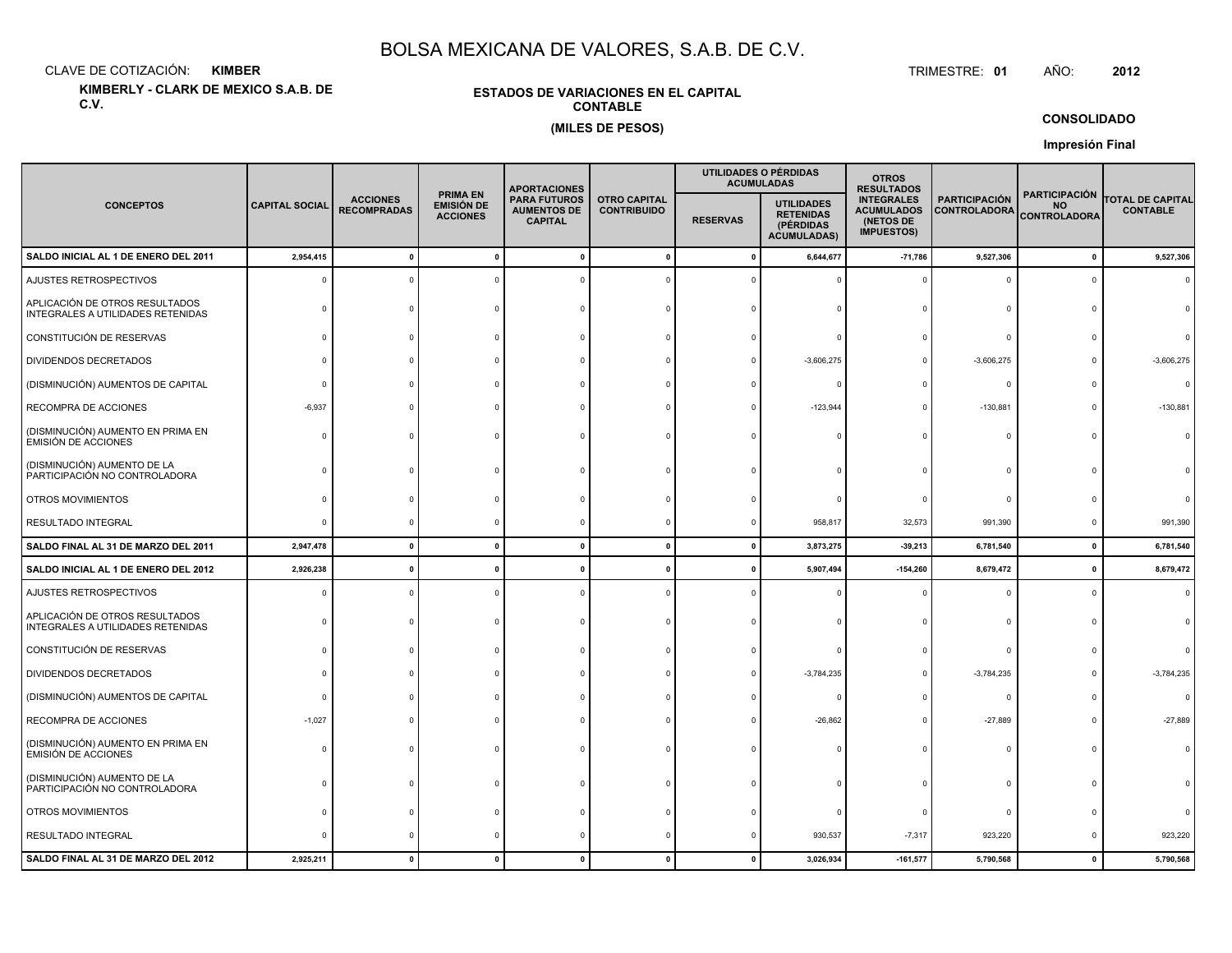# BOLSA MEXICANA DE VALORES, S.A.B. DE C.V.

CLAVE DE COTIZACIÓN: **KIMBER**

**KIMBERLY - CLARK DE MEXICO S.A.B. DE C.V.**

TRIMESTRE: **01** AÑO: **2012**

## ESTADOS DE VARIACIONES EN EL CAPITAL CONTABLE

### (MILES DE PESOS)

**CONSOLIDADO**

**Impresión Final**

| CONCEPTOS | CAPITAL SOCIAL | ACCIONES RECOMPRADAS | PRIMA EN EMISIÓN DE ACCIONES | APORTACIONES PARA FUTUROS AUMENTOS DE CAPITAL | OTRO CAPITAL CONTRIBUIDO | UTILIDADES O PÉRDIDAS ACUMULADAS | | OTROS RESULTADOS INTEGRALES ACUMULADOS (NETOS DE IMPUESTOS) | PARTICIPACIÓN CONTROLADORA | PARTICIPACIÓN NO CONTROLADORA | TOTAL DE CAPITAL CONTABLE |
|---|---|---|---|---|---|---|---|---|---|---|---|
| | | | | | | RESERVAS | UTILIDADES RETENIDAS (PÉRDIDAS ACUMULADAS) | | | | |
| **SALDO INICIAL AL 1 DE ENERO DEL 2011** | **2,954,415** | **0** | **0** | **0** | **0** | **0** | **6,644,677** | **-71,786** | **9,527,306** | **0** | **9,527,306** |
| AJUSTES RETROSPECTIVOS | 0 | 0 | 0 | 0 | 0 | 0 | 0 | 0 | 0 | 0 | 0 |
| APLICACIÓN DE OTROS RESULTADOS INTEGRALES A UTILIDADES RETENIDAS | 0 | 0 | 0 | 0 | 0 | 0 | 0 | 0 | 0 | 0 | 0 |
| CONSTITUCIÓN DE RESERVAS | 0 | 0 | 0 | 0 | 0 | 0 | 0 | 0 | 0 | 0 | 0 |
| DIVIDENDOS DECRETADOS | 0 | 0 | 0 | 0 | 0 | 0 | -3,606,275 | 0 | -3,606,275 | 0 | -3,606,275 |
| (DISMINUCIÓN) AUMENTOS DE CAPITAL | 0 | 0 | 0 | 0 | 0 | 0 | 0 | 0 | 0 | 0 | 0 |
| RECOMPRA DE ACCIONES | -6,937 | 0 | 0 | 0 | 0 | 0 | -123,944 | 0 | -130,881 | 0 | -130,881 |
| (DISMINUCIÓN) AUMENTO EN PRIMA EN EMISIÓN DE ACCIONES | 0 | 0 | 0 | 0 | 0 | 0 | 0 | 0 | 0 | 0 | 0 |
| (DISMINUCIÓN) AUMENTO DE LA PARTICIPACIÓN NO CONTROLADORA | 0 | 0 | 0 | 0 | 0 | 0 | 0 | 0 | 0 | 0 | 0 |
| OTROS MOVIMIENTOS | 0 | 0 | 0 | 0 | 0 | 0 | 0 | 0 | 0 | 0 | 0 |
| RESULTADO INTEGRAL | 0 | 0 | 0 | 0 | 0 | 0 | 958,817 | 32,573 | 991,390 | 0 | 991,390 |
| **SALDO FINAL AL 31 DE MARZO DEL 2011** | **2,947,478** | **0** | **0** | **0** | **0** | **0** | **3,873,275** | **-39,213** | **6,781,540** | **0** | **6,781,540** |
| **SALDO INICIAL AL 1 DE ENERO DEL 2012** | **2,926,238** | **0** | **0** | **0** | **0** | **0** | **5,907,494** | **-154,260** | **8,679,472** | **0** | **8,679,472** |
| AJUSTES RETROSPECTIVOS | 0 | 0 | 0 | 0 | 0 | 0 | 0 | 0 | 0 | 0 | 0 |
| APLICACIÓN DE OTROS RESULTADOS INTEGRALES A UTILIDADES RETENIDAS | 0 | 0 | 0 | 0 | 0 | 0 | 0 | 0 | 0 | 0 | 0 |
| CONSTITUCIÓN DE RESERVAS | 0 | 0 | 0 | 0 | 0 | 0 | 0 | 0 | 0 | 0 | 0 |
| DIVIDENDOS DECRETADOS | 0 | 0 | 0 | 0 | 0 | 0 | -3,784,235 | 0 | -3,784,235 | 0 | -3,784,235 |
| (DISMINUCIÓN) AUMENTOS DE CAPITAL | 0 | 0 | 0 | 0 | 0 | 0 | 0 | 0 | 0 | 0 | 0 |
| RECOMPRA DE ACCIONES | -1,027 | 0 | 0 | 0 | 0 | 0 | -26,862 | 0 | -27,889 | 0 | -27,889 |
| (DISMINUCIÓN) AUMENTO EN PRIMA EN EMISIÓN DE ACCIONES | 0 | 0 | 0 | 0 | 0 | 0 | 0 | 0 | 0 | 0 | 0 |
| (DISMINUCIÓN) AUMENTO DE LA PARTICIPACIÓN NO CONTROLADORA | 0 | 0 | 0 | 0 | 0 | 0 | 0 | 0 | 0 | 0 | 0 |
| OTROS MOVIMIENTOS | 0 | 0 | 0 | 0 | 0 | 0 | 0 | 0 | 0 | 0 | 0 |
| RESULTADO INTEGRAL | 0 | 0 | 0 | 0 | 0 | 0 | 930,537 | -7,317 | 923,220 | 0 | 923,220 |
| **SALDO FINAL AL 31 DE MARZO DEL 2012** | **2,925,211** | **0** | **0** | **0** | **0** | **0** | **3,026,934** | **-161,577** | **5,790,568** | **0** | **5,790,568** |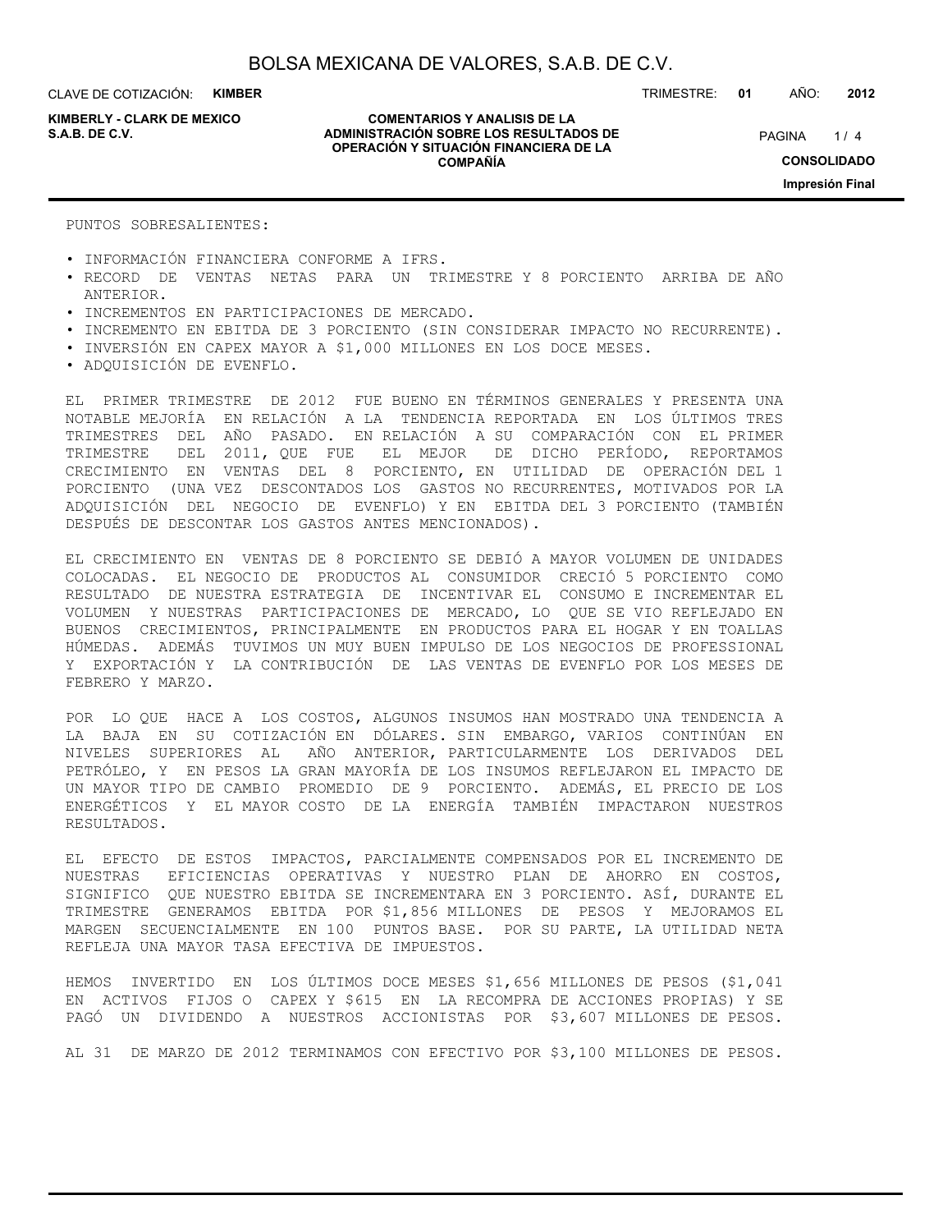PUNTOS SOBRESALIENTES:

- INFORMACIÓN FINANCIERA CONFORME A IFRS.
- RECORD DE VENTAS NETAS PARA UN TRIMESTRE Y 8 PORCIENTO ARRIBA DE AÑO ANTERIOR.
- INCREMENTOS EN PARTICIPACIONES DE MERCADO.
- INCREMENTO EN EBITDA DE 3 PORCIENTO (SIN CONSIDERAR IMPACTO NO RECURRENTE).
- INVERSIÓN EN CAPEX MAYOR A $1,000 MILLONES EN LOS DOCE MESES.
- ADQUISICIÓN DE EVENFLO.

EL PRIMER TRIMESTRE DE 2012 FUE BUENO EN TÉRMINOS GENERALES Y PRESENTA UNA NOTABLE MEJORÍA EN RELACIÓN A LA TENDENCIA REPORTADA EN LOS ÚLTIMOS TRES TRIMESTRES DEL AÑO PASADO. EN RELACIÓN A SU COMPARACIÓN CON EL PRIMER TRIMESTRE DEL 2011, QUE FUE EL MEJOR DE DICHO PERÍODO, REPORTAMOS CRECIMIENTO EN VENTAS DEL 8 PORCIENTO, EN UTILIDAD DE OPERACIÓN DEL 1 PORCIENTO (UNA VEZ DESCONTADOS LOS GASTOS NO RECURRENTES, MOTIVADOS POR LA ADQUISICIÓN DEL NEGOCIO DE EVENFLO) Y EN EBITDA DEL 3 PORCIENTO (TAMBIÉN DESPUÉS DE DESCONTAR LOS GASTOS ANTES MENCIONADOS).

EL CRECIMIENTO EN VENTAS DE 8 PORCIENTO SE DEBIÓ A MAYOR VOLUMEN DE UNIDADES COLOCADAS. EL NEGOCIO DE PRODUCTOS AL CONSUMIDOR CRECIÓ 5 PORCIENTO COMO RESULTADO DE NUESTRA ESTRATEGIA DE INCENTIVAR EL CONSUMO E INCREMENTAR EL VOLUMEN Y NUESTRAS PARTICIPACIONES DE MERCADO, LO QUE SE VIO REFLEJADO EN BUENOS CRECIMIENTOS, PRINCIPALMENTE EN PRODUCTOS PARA EL HOGAR Y EN TOALLAS HÚMEDAS. ADEMÁS TUVIMOS UN MUY BUEN IMPULSO DE LOS NEGOCIOS DE PROFESSIONAL Y EXPORTACIÓN Y LA CONTRIBUCIÓN DE LAS VENTAS DE EVENFLO POR LOS MESES DE FEBRERO Y MARZO.

POR LO QUE HACE A LOS COSTOS, ALGUNOS INSUMOS HAN MOSTRADO UNA TENDENCIA A LA BAJA EN SU COTIZACIÓN EN DÓLARES. SIN EMBARGO, VARIOS CONTINÚAN EN NIVELES SUPERIORES AL AÑO ANTERIOR, PARTICULARMENTE LOS DERIVADOS DEL PETRÓLEO, Y EN PESOS LA GRAN MAYORÍA DE LOS INSUMOS REFLEJARON EL IMPACTO DE UN MAYOR TIPO DE CAMBIO PROMEDIO DE 9 PORCIENTO. ADEMÁS, EL PRECIO DE LOS ENERGÉTICOS Y EL MAYOR COSTO DE LA ENERGÍA TAMBIÉN IMPACTARON NUESTROS RESULTADOS.

EL EFECTO DE ESTOS IMPACTOS, PARCIALMENTE COMPENSADOS POR EL INCREMENTO DE NUESTRAS EFICIENCIAS OPERATIVAS Y NUESTRO PLAN DE AHORRO EN COSTOS, SIGNIFICO QUE NUESTRO EBITDA SE INCREMENTARA EN 3 PORCIENTO. ASÍ, DURANTE EL TRIMESTRE GENERAMOS EBITDA POR $1,856 MILLONES DE PESOS Y MEJORAMOS EL MARGEN SECUENCIALMENTE EN 100 PUNTOS BASE. POR SU PARTE, LA UTILIDAD NETA REFLEJA UNA MAYOR TASA EFECTIVA DE IMPUESTOS.

HEMOS INVERTIDO EN LOS ÚLTIMOS DOCE MESES $1,656 MILLONES DE PESOS ($1,041 EN ACTIVOS FIJOS O CAPEX Y $615 EN LA RECOMPRA DE ACCIONES PROPIAS) Y SE PAGÓ UN DIVIDENDO A NUESTROS ACCIONISTAS POR $3,607 MILLONES DE PESOS.

AL 31 DE MARZO DE 2012 TERMINAMOS CON EFECTIVO POR $3,100 MILLONES DE PESOS.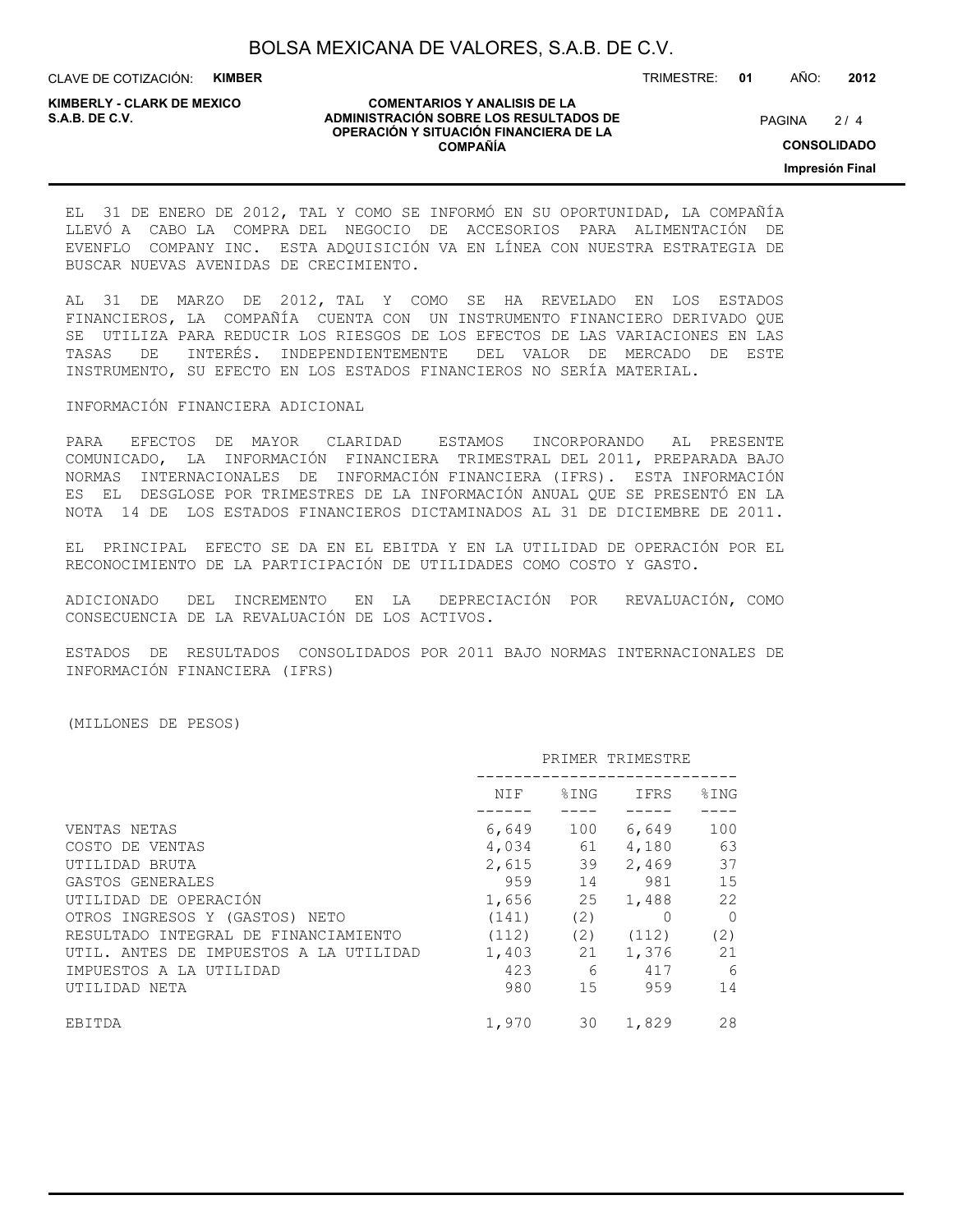EL 31 DE ENERO DE 2012, TAL Y COMO SE INFORMÓ EN SU OPORTUNIDAD, LA COMPAÑÍA LLEVÓ A CABO LA COMPRA DEL NEGOCIO DE ACCESORIOS PARA ALIMENTACIÓN DE EVENFLO COMPANY INC. ESTA ADQUISICIÓN VA EN LÍNEA CON NUESTRA ESTRATEGIA DE BUSCAR NUEVAS AVENIDAS DE CRECIMIENTO.

AL 31 DE MARZO DE 2012, TAL Y COMO SE HA REVELADO EN LOS ESTADOS FINANCIEROS, LA COMPAÑÍA CUENTA CON UN INSTRUMENTO FINANCIERO DERIVADO QUE SE UTILIZA PARA REDUCIR LOS RIESGOS DE LOS EFECTOS DE LAS VARIACIONES EN LAS TASAS DE INTERÉS. INDEPENDIENTEMENTE DEL VALOR DE MERCADO DE ESTE INSTRUMENTO, SU EFECTO EN LOS ESTADOS FINANCIEROS NO SERÍA MATERIAL.

INFORMACIÓN FINANCIERA ADICIONAL

PARA EFECTOS DE MAYOR CLARIDAD ESTAMOS INCORPORANDO AL PRESENTE COMUNICADO, LA INFORMACIÓN FINANCIERA TRIMESTRAL DEL 2011, PREPARADA BAJO NORMAS INTERNACIONALES DE INFORMACIÓN FINANCIERA (IFRS). ESTA INFORMACIÓN ES EL DESGLOSE POR TRIMESTRES DE LA INFORMACIÓN ANUAL QUE SE PRESENTÓ EN LA NOTA 14 DE LOS ESTADOS FINANCIEROS DICTAMINADOS AL 31 DE DICIEMBRE DE 2011.

EL PRINCIPAL EFECTO SE DA EN EL EBITDA Y EN LA UTILIDAD DE OPERACIÓN POR EL RECONOCIMIENTO DE LA PARTICIPACIÓN DE UTILIDADES COMO COSTO Y GASTO.

ADICIONADO DEL INCREMENTO EN LA DEPRECIACIÓN POR REVALUACIÓN, COMO CONSECUENCIA DE LA REVALUACIÓN DE LOS ACTIVOS.

ESTADOS DE RESULTADOS CONSOLIDADOS POR 2011 BAJO NORMAS INTERNACIONALES DE INFORMACIÓN FINANCIERA (IFRS)

(MILLONES DE PESOS)

| | PRIMER TRIMESTRE | | | |
|---|---|---|---|---|
| | NIF | %ING | IFRS | %ING |
| VENTAS NETAS | 6,649 | 100 | 6,649 | 100 |
| COSTO DE VENTAS | 4,034 | 61 | 4,180 | 63 |
| UTILIDAD BRUTA | 2,615 | 39 | 2,469 | 37 |
| GASTOS GENERALES | 959 | 14 | 981 | 15 |
| UTILIDAD DE OPERACIÓN | 1,656 | 25 | 1,488 | 22 |
| OTROS INGRESOS Y (GASTOS) NETO | (141) | (2) | 0 | 0 |
| RESULTADO INTEGRAL DE FINANCIAMIENTO | (112) | (2) | (112) | (2) |
| UTIL. ANTES DE IMPUESTOS A LA UTILIDAD | 1,403 | 21 | 1,376 | 21 |
| IMPUESTOS A LA UTILIDAD | 423 | 6 | 417 | 6 |
| UTILIDAD NETA | 980 | 15 | 959 | 14 |
| EBITDA | 1,970 | 30 | 1,829 | 28 |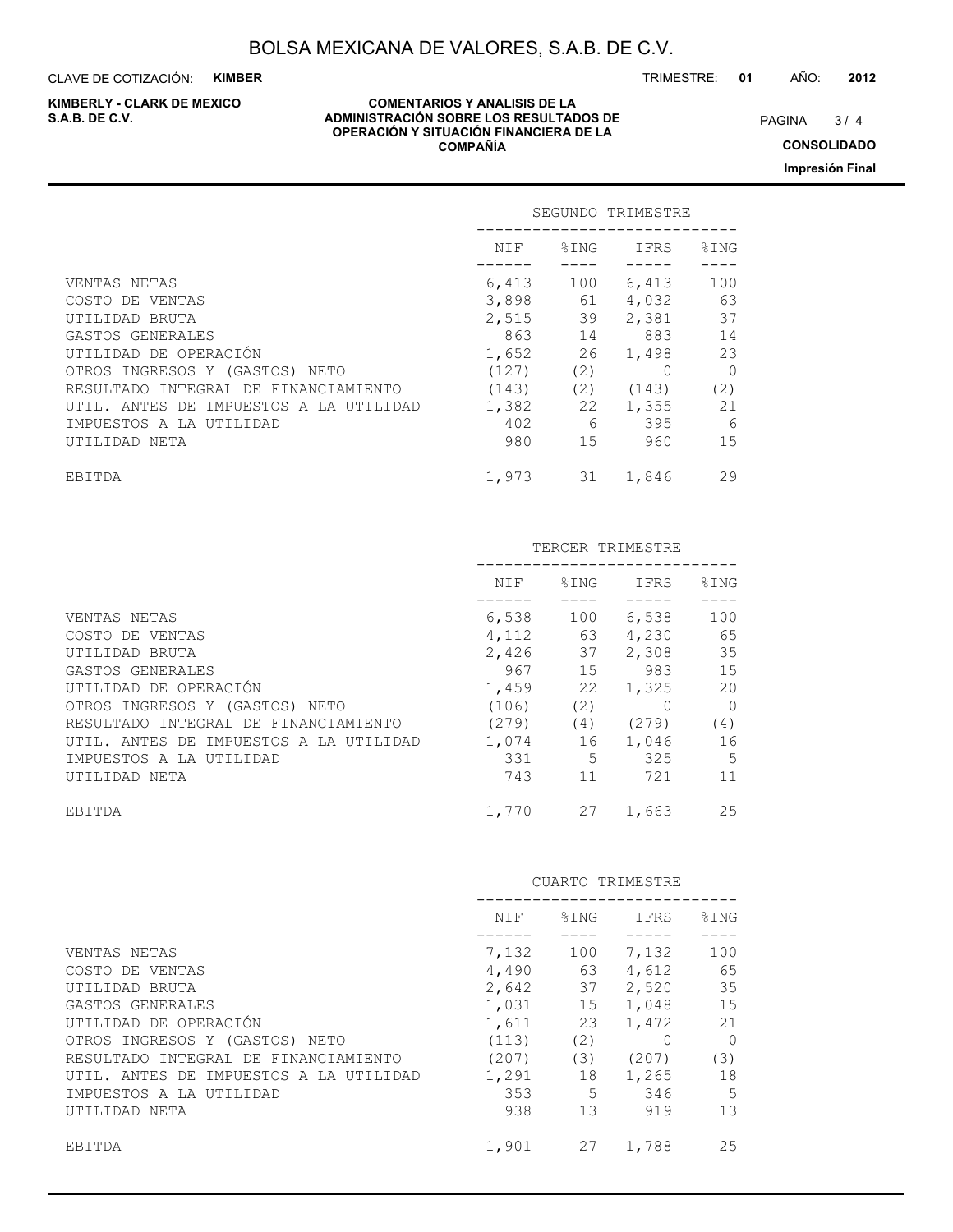| | SEGUNDO TRIMESTRE | | | |
|---|---|---|---|---|
| | NIF | %ING | IFRS | %ING |
| VENTAS NETAS | 6,413 | 100 | 6,413 | 100 |
| COSTO DE VENTAS | 3,898 | 61 | 4,032 | 63 |
| UTILIDAD BRUTA | 2,515 | 39 | 2,381 | 37 |
| GASTOS GENERALES | 863 | 14 | 883 | 14 |
| UTILIDAD DE OPERACIÓN | 1,652 | 26 | 1,498 | 23 |
| OTROS INGRESOS Y (GASTOS) NETO | (127) | (2) | 0 | 0 |
| RESULTADO INTEGRAL DE FINANCIAMIENTO | (143) | (2) | (143) | (2) |
| UTIL. ANTES DE IMPUESTOS A LA UTILIDAD | 1,382 | 22 | 1,355 | 21 |
| IMPUESTOS A LA UTILIDAD | 402 | 6 | 395 | 6 |
| UTILIDAD NETA | 980 | 15 | 960 | 15 |
| EBITDA | 1,973 | 31 | 1,846 | 29 |

| | TERCER TRIMESTRE | | | |
|---|---|---|---|---|
| | NIF | %ING | IFRS | %ING |
| VENTAS NETAS | 6,538 | 100 | 6,538 | 100 |
| COSTO DE VENTAS | 4,112 | 63 | 4,230 | 65 |
| UTILIDAD BRUTA | 2,426 | 37 | 2,308 | 35 |
| GASTOS GENERALES | 967 | 15 | 983 | 15 |
| UTILIDAD DE OPERACIÓN | 1,459 | 22 | 1,325 | 20 |
| OTROS INGRESOS Y (GASTOS) NETO | (106) | (2) | 0 | 0 |
| RESULTADO INTEGRAL DE FINANCIAMIENTO | (279) | (4) | (279) | (4) |
| UTIL. ANTES DE IMPUESTOS A LA UTILIDAD | 1,074 | 16 | 1,046 | 16 |
| IMPUESTOS A LA UTILIDAD | 331 | 5 | 325 | 5 |
| UTILIDAD NETA | 743 | 11 | 721 | 11 |
| EBITDA | 1,770 | 27 | 1,663 | 25 |

| | CUARTO TRIMESTRE | | | |
|---|---|---|---|---|
| | NIF | %ING | IFRS | %ING |
| VENTAS NETAS | 7,132 | 100 | 7,132 | 100 |
| COSTO DE VENTAS | 4,490 | 63 | 4,612 | 65 |
| UTILIDAD BRUTA | 2,642 | 37 | 2,520 | 35 |
| GASTOS GENERALES | 1,031 | 15 | 1,048 | 15 |
| UTILIDAD DE OPERACIÓN | 1,611 | 23 | 1,472 | 21 |
| OTROS INGRESOS Y (GASTOS) NETO | (113) | (2) | 0 | 0 |
| RESULTADO INTEGRAL DE FINANCIAMIENTO | (207) | (3) | (207) | (3) |
| UTIL. ANTES DE IMPUESTOS A LA UTILIDAD | 1,291 | 18 | 1,265 | 18 |
| IMPUESTOS A LA UTILIDAD | 353 | 5 | 346 | 5 |
| UTILIDAD NETA | 938 | 13 | 919 | 13 |
| EBITDA | 1,901 | 27 | 1,788 | 25 |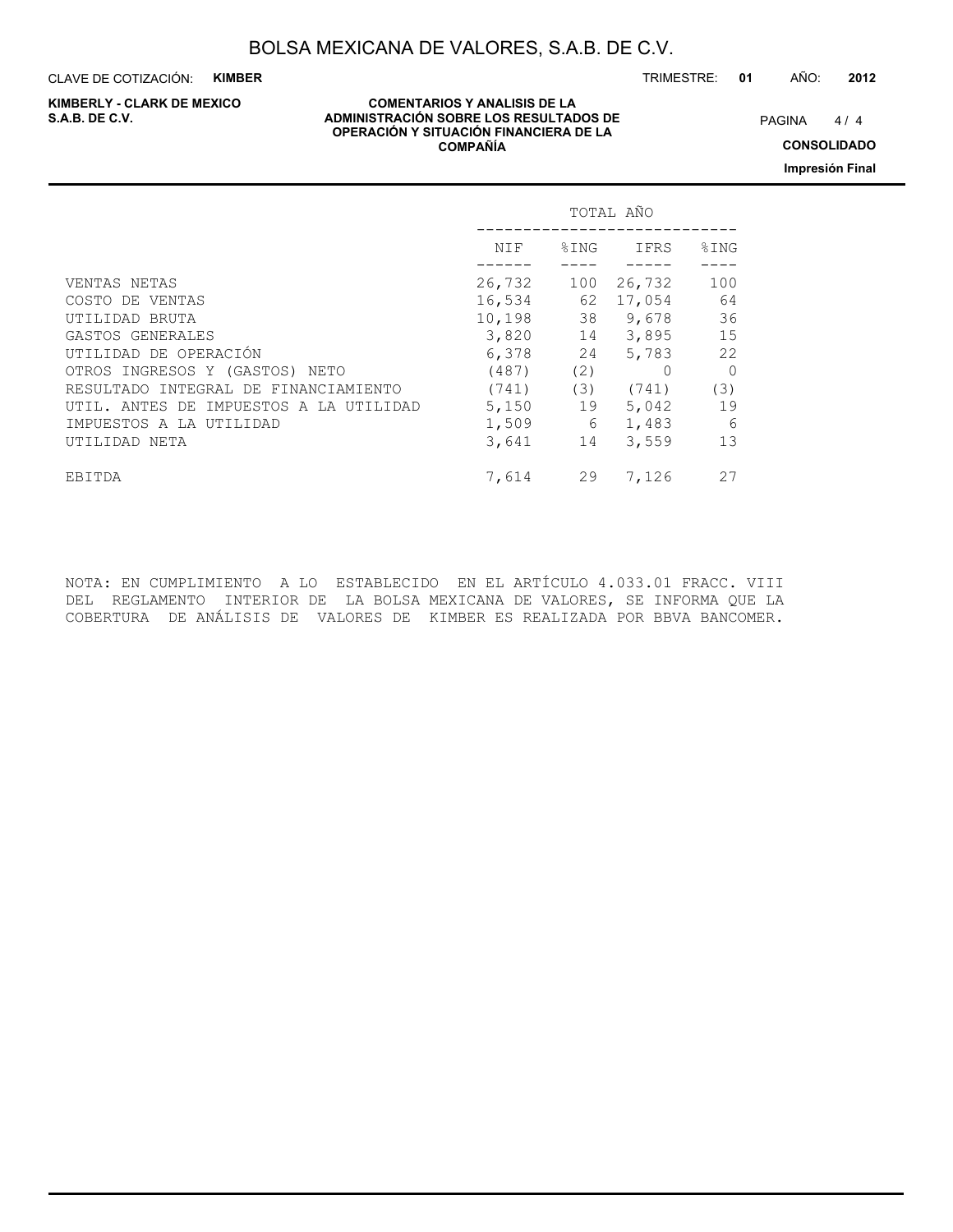| | TOTAL AÑO | | | |
|---|---|---|---|---|
| | NIF | %ING | IFRS | %ING |
| VENTAS NETAS | 26,732 | 100 | 26,732 | 100 |
| COSTO DE VENTAS | 16,534 | 62 | 17,054 | 64 |
| UTILIDAD BRUTA | 10,198 | 38 | 9,678 | 36 |
| GASTOS GENERALES | 3,820 | 14 | 3,895 | 15 |
| UTILIDAD DE OPERACIÓN | 6,378 | 24 | 5,783 | 22 |
| OTROS INGRESOS Y (GASTOS) NETO | (487) | (2) | 0 | 0 |
| RESULTADO INTEGRAL DE FINANCIAMIENTO | (741) | (3) | (741) | (3) |
| UTIL. ANTES DE IMPUESTOS A LA UTILIDAD | 5,150 | 19 | 5,042 | 19 |
| IMPUESTOS A LA UTILIDAD | 1,509 | 6 | 1,483 | 6 |
| UTILIDAD NETA | 3,641 | 14 | 3,559 | 13 |
| EBITDA | 7,614 | 29 | 7,126 | 27 |

NOTA: EN CUMPLIMIENTO A LO ESTABLECIDO EN EL ARTÍCULO 4.033.01 FRACC. VIII DEL REGLAMENTO INTERIOR DE LA BOLSA MEXICANA DE VALORES, SE INFORMA QUE LA COBERTURA DE ANÁLISIS DE VALORES DE KIMBER ES REALIZADA POR BBVA BANCOMER.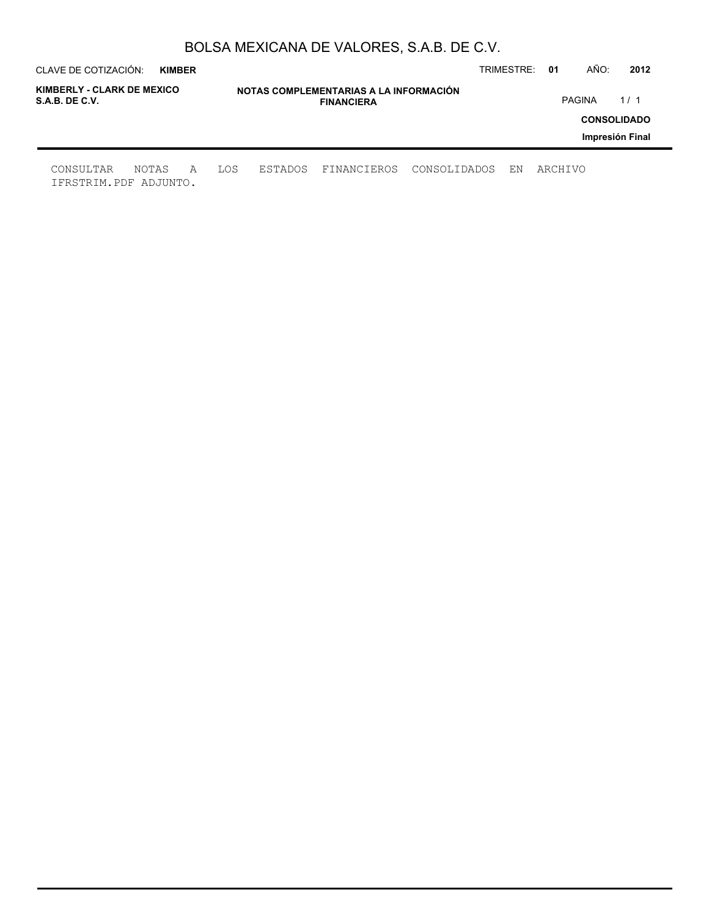CONSULTAR NOTAS A LOS ESTADOS FINANCIEROS CONSOLIDADOS EN ARCHIVO IFRSTRIM.PDF ADJUNTO.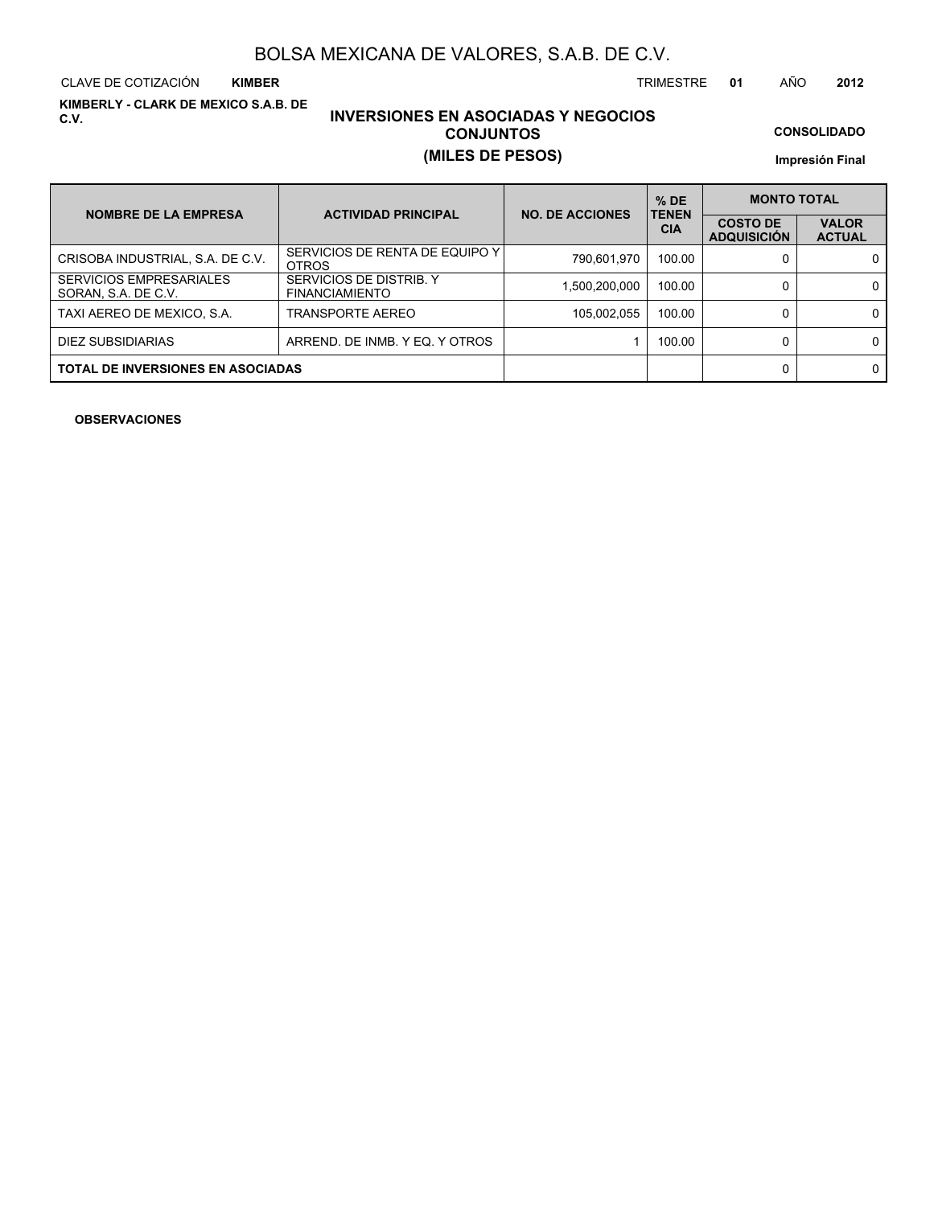# BOLSA MEXICANA DE VALORES, S.A.B. DE C.V.

CLAVE DE COTIZACIÓN **KIMBER** TRIMESTRE **01** AÑO **2012**

**KIMBERLY - CLARK DE MEXICO S.A.B. DE C.V.**

## INVERSIONES EN ASOCIADAS Y NEGOCIOS CONJUNTOS
## (MILES DE PESOS)

**CONSOLIDADO**

**Impresión Final**

| NOMBRE DE LA EMPRESA | ACTIVIDAD PRINCIPAL | NO. DE ACCIONES | % DE TENENCIA | MONTO TOTAL | |
|---|---|---|---|---|---|
| | | | | COSTO DE ADQUISICIÓN | VALOR ACTUAL |
| CRISOBA INDUSTRIAL, S.A. DE C.V. | SERVICIOS DE RENTA DE EQUIPO Y OTROS | 790,601,970 | 100.00 | 0 | 0 |
| SERVICIOS EMPRESARIALES SORAN, S.A. DE C.V. | SERVICIOS DE DISTRIB. Y FINANCIAMIENTO | 1,500,200,000 | 100.00 | 0 | 0 |
| TAXI AEREO DE MEXICO, S.A. | TRANSPORTE AEREO | 105,002,055 | 100.00 | 0 | 0 |
| DIEZ SUBSIDIARIAS | ARREND. DE INMB. Y EQ. Y OTROS | 1 | 100.00 | 0 | 0 |
| **TOTAL DE INVERSIONES EN ASOCIADAS** | | | | 0 | 0 |

**OBSERVACIONES**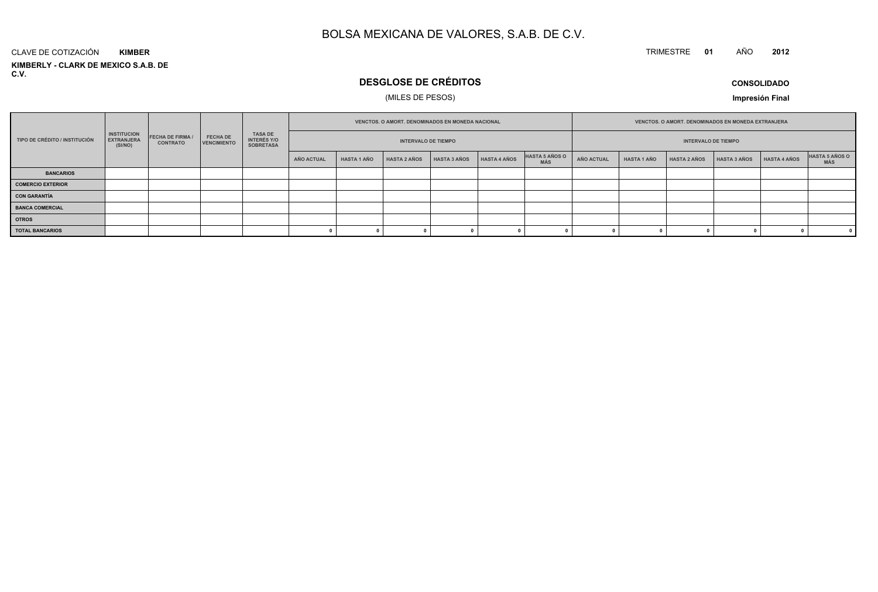# BOLSA MEXICANA DE VALORES, S.A.B. DE C.V.

CLAVE DE COTIZACIÓN **KIMBER**

TRIMESTRE **01** AÑO **2012**

**KIMBERLY - CLARK DE MEXICO S.A.B. DE C.V.**

## DESGLOSE DE CRÉDITOS

(MILES DE PESOS)

**CONSOLIDADO**

**Impresión Final**

| TIPO DE CRÉDITO / INSTITUCIÓN | INSTITUCION EXTRANJERA (SI/NO) | FECHA DE FIRMA / CONTRATO | FECHA DE VENCIMIENTO | TASA DE INTERÉS Y/O SOBRETASA | VENCTOS. O AMORT. DENOMINADOS EN MONEDA NACIONAL | | | | | | VENCTOS. O AMORT. DENOMINADOS EN MONEDA EXTRANJERA | | | | | |
|---|---|---|---|---|---|---|---|---|---|---|---|---|---|---|---|---|
| | | | | | INTERVALO DE TIEMPO | | | | | | INTERVALO DE TIEMPO | | | | | |
| | | | | | AÑO ACTUAL | HASTA 1 AÑO | HASTA 2 AÑOS | HASTA 3 AÑOS | HASTA 4 AÑOS | HASTA 5 AÑOS O MÁS | AÑO ACTUAL | HASTA 1 AÑO | HASTA 2 AÑOS | HASTA 3 AÑOS | HASTA 4 AÑOS | HASTA 5 AÑOS O MÁS |
| **BANCARIOS** | | | | | | | | | | | | | | | | |
| **COMERCIO EXTERIOR** | | | | | | | | | | | | | | | | |
| **CON GARANTÍA** | | | | | | | | | | | | | | | | |
| **BANCA COMERCIAL** | | | | | | | | | | | | | | | | |
| **OTROS** | | | | | | | | | | | | | | | | |
| **TOTAL BANCARIOS** | | | | | 0 | 0 | 0 | 0 | 0 | 0 | 0 | 0 | 0 | 0 | 0 | 0 |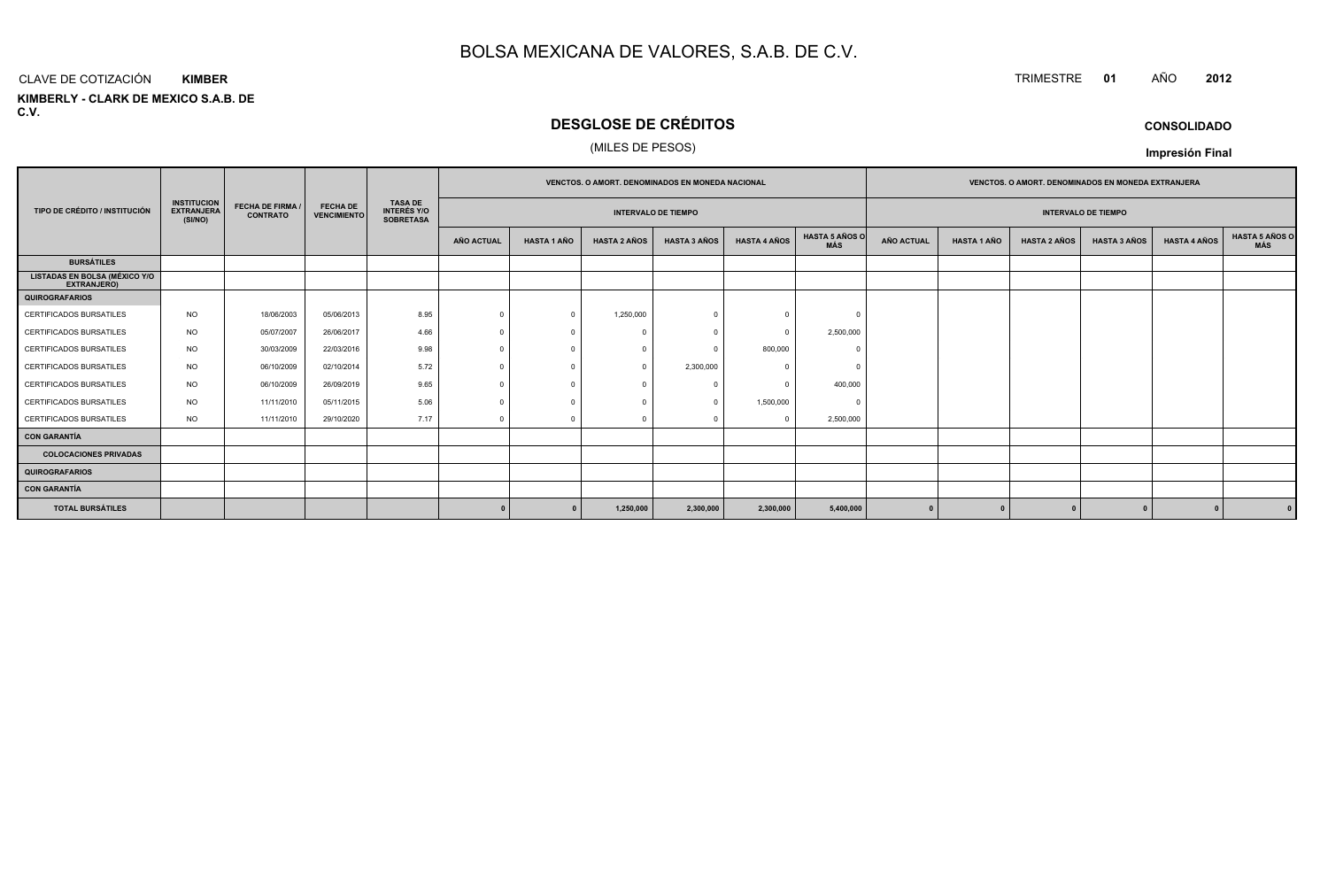# BOLSA MEXICANA DE VALORES, S.A.B. DE C.V.

CLAVE DE COTIZACIÓN **KIMBER**

TRIMESTRE **01** AÑO **2012**

**KIMBERLY - CLARK DE MEXICO S.A.B. DE C.V.**

## DESGLOSE DE CRÉDITOS

(MILES DE PESOS)

**CONSOLIDADO**

**Impresión Final**

| TIPO DE CRÉDITO / INSTITUCIÓN | INSTITUCION EXTRANJERA (SI/NO) | FECHA DE FIRMA / CONTRATO | FECHA DE VENCIMIENTO | TASA DE INTERÉS Y/O SOBRETASA | VENCTOS. O AMORT. DENOMINADOS EN MONEDA NACIONAL | | | | | | VENCTOS. O AMORT. DENOMINADOS EN MONEDA EXTRANJERA | | | | | |
|---|---|---|---|---|---|---|---|---|---|---|---|---|---|---|---|---|
| | | | | | INTERVALO DE TIEMPO | | | | | | INTERVALO DE TIEMPO | | | | | |
| | | | | | AÑO ACTUAL | HASTA 1 AÑO | HASTA 2 AÑOS | HASTA 3 AÑOS | HASTA 4 AÑOS | HASTA 5 AÑOS O MÁS | AÑO ACTUAL | HASTA 1 AÑO | HASTA 2 AÑOS | HASTA 3 AÑOS | HASTA 4 AÑOS | HASTA 5 AÑOS O MÁS |
| **BURSÁTILES** | | | | | | | | | | | | | | | | |
| **LISTADAS EN BOLSA (MÉXICO Y/O EXTRANJERO)** | | | | | | | | | | | | | | | | |
| **QUIROGRAFARIOS** | | | | | | | | | | | | | | | | |
| CERTIFICADOS BURSATILES | NO | 18/06/2003 | 05/06/2013 | 8.95 | 0 | 0 | 1,250,000 | 0 | 0 | 0 | | | | | | |
| CERTIFICADOS BURSATILES | NO | 05/07/2007 | 26/06/2017 | 4.66 | 0 | 0 | 0 | 0 | 0 | 2,500,000 | | | | | | |
| CERTIFICADOS BURSATILES | NO | 30/03/2009 | 22/03/2016 | 9.98 | 0 | 0 | 0 | 0 | 800,000 | 0 | | | | | | |
| CERTIFICADOS BURSATILES | NO | 06/10/2009 | 02/10/2014 | 5.72 | 0 | 0 | 0 | 2,300,000 | 0 | 0 | | | | | | |
| CERTIFICADOS BURSATILES | NO | 06/10/2009 | 26/09/2019 | 9.65 | 0 | 0 | 0 | 0 | 0 | 400,000 | | | | | | |
| CERTIFICADOS BURSATILES | NO | 11/11/2010 | 05/11/2015 | 5.06 | 0 | 0 | 0 | 0 | 1,500,000 | 0 | | | | | | |
| CERTIFICADOS BURSATILES | NO | 11/11/2010 | 29/10/2020 | 7.17 | 0 | 0 | 0 | 0 | 0 | 2,500,000 | | | | | | |
| **CON GARANTÍA** | | | | | | | | | | | | | | | | |
| **COLOCACIONES PRIVADAS** | | | | | | | | | | | | | | | | |
| **QUIROGRAFARIOS** | | | | | | | | | | | | | | | | |
| **CON GARANTÍA** | | | | | | | | | | | | | | | | |
| **TOTAL BURSÁTILES** | | | | | **0** | **0** | **1,250,000** | **2,300,000** | **2,300,000** | **5,400,000** | **0** | **0** | **0** | **0** | **0** | **0** |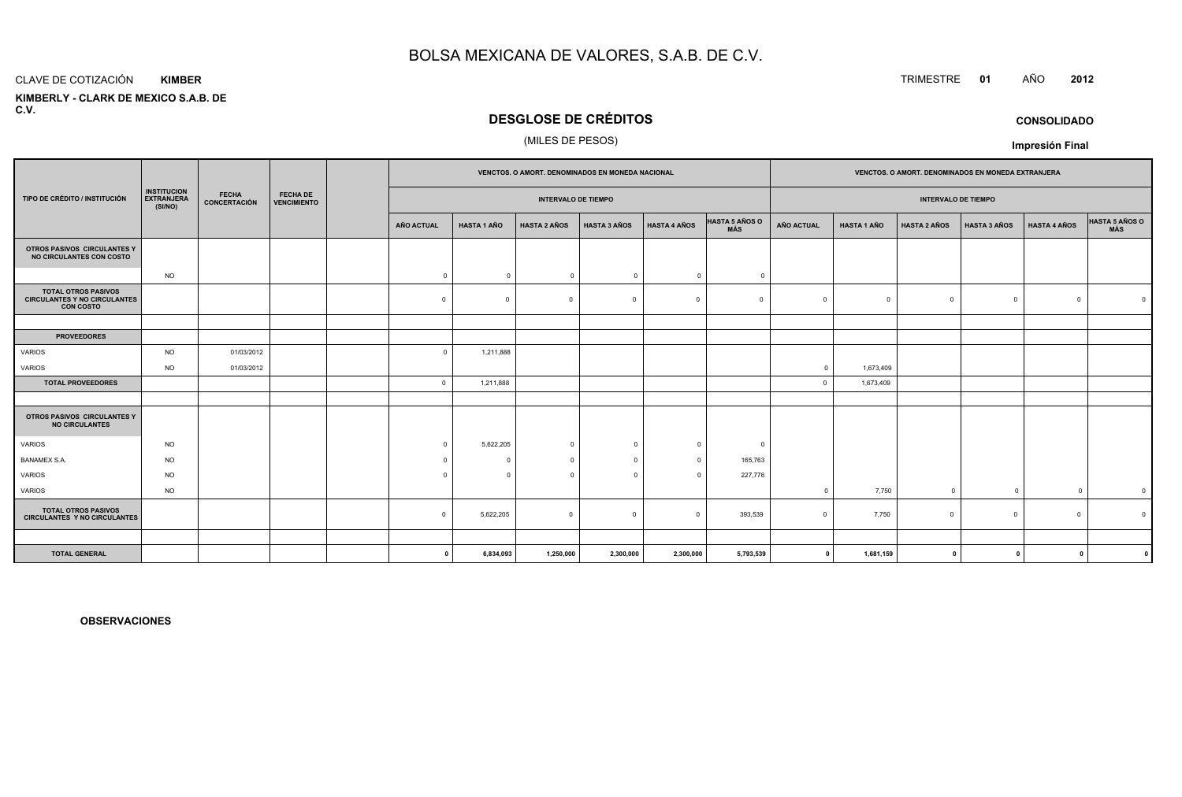# BOLSA MEXICANA DE VALORES, S.A.B. DE C.V.

CLAVE DE COTIZACIÓN **KIMBER**

**KIMBERLY - CLARK DE MEXICO S.A.B. DE C.V.**

TRIMESTRE **01** AÑO **2012**

## DESGLOSE DE CRÉDITOS

(MILES DE PESOS)

**CONSOLIDADO**

**Impresión Final**

| TIPO DE CRÉDITO / INSTITUCIÓN | INSTITUCION EXTRANJERA (SI/NO) | FECHA CONCERTACIÓN | FECHA DE VENCIMIENTO | | VENCTOS. O AMORT. DENOMINADOS EN MONEDA NACIONAL | | | | | | VENCTOS. O AMORT. DENOMINADOS EN MONEDA EXTRANJERA | | | | | |
|---|---|---|---|---|---|---|---|---|---|---|---|---|---|---|---|---|
| | | | | | INTERVALO DE TIEMPO | | | | | | INTERVALO DE TIEMPO | | | | | |
| | | | | | AÑO ACTUAL | HASTA 1 AÑO | HASTA 2 AÑOS | HASTA 3 AÑOS | HASTA 4 AÑOS | HASTA 5 AÑOS O MÁS | AÑO ACTUAL | HASTA 1 AÑO | HASTA 2 AÑOS | HASTA 3 AÑOS | HASTA 4 AÑOS | HASTA 5 AÑOS O MÁS |
| **OTROS PASIVOS CIRCULANTES Y NO CIRCULANTES CON COSTO** | | | | | | | | | | | | | | | | |
| | NO | | | | 0 | 0 | 0 | 0 | 0 | 0 | | | | | | |
| **TOTAL OTROS PASIVOS CIRCULANTES Y NO CIRCULANTES CON COSTO** | | | | | 0 | 0 | 0 | 0 | 0 | 0 | 0 | 0 | 0 | 0 | 0 | 0 |
| | | | | | | | | | | | | | | | | |
| **PROVEEDORES** | | | | | | | | | | | | | | | | |
| VARIOS | NO | 01/03/2012 | | | 0 | 1,211,888 | | | | | | | | | | |
| VARIOS | NO | 01/03/2012 | | | | | | | | | 0 | 1,673,409 | | | | |
| **TOTAL PROVEEDORES** | | | | | 0 | 1,211,888 | | | | | 0 | 1,673,409 | | | | |
| | | | | | | | | | | | | | | | | |
| **OTROS PASIVOS CIRCULANTES Y NO CIRCULANTES** | | | | | | | | | | | | | | | | |
| VARIOS | NO | | | | 0 | 5,622,205 | 0 | 0 | 0 | 0 | | | | | | |
| BANAMEX S.A. | NO | | | | 0 | 0 | 0 | 0 | 0 | 165,763 | | | | | | |
| VARIOS | NO | | | | 0 | 0 | 0 | 0 | 0 | 227,776 | | | | | | |
| VARIOS | NO | | | | | | | | | | 0 | 7,750 | 0 | 0 | 0 | 0 |
| **TOTAL OTROS PASIVOS CIRCULANTES Y NO CIRCULANTES** | | | | | 0 | 5,622,205 | 0 | 0 | 0 | 393,539 | 0 | 7,750 | 0 | 0 | 0 | 0 |
| | | | | | | | | | | | | | | | | |
| **TOTAL GENERAL** | | | | | **0** | **6,834,093** | **1,250,000** | **2,300,000** | **2,300,000** | **5,793,539** | **0** | **1,681,159** | **0** | **0** | **0** | **0** |

**OBSERVACIONES**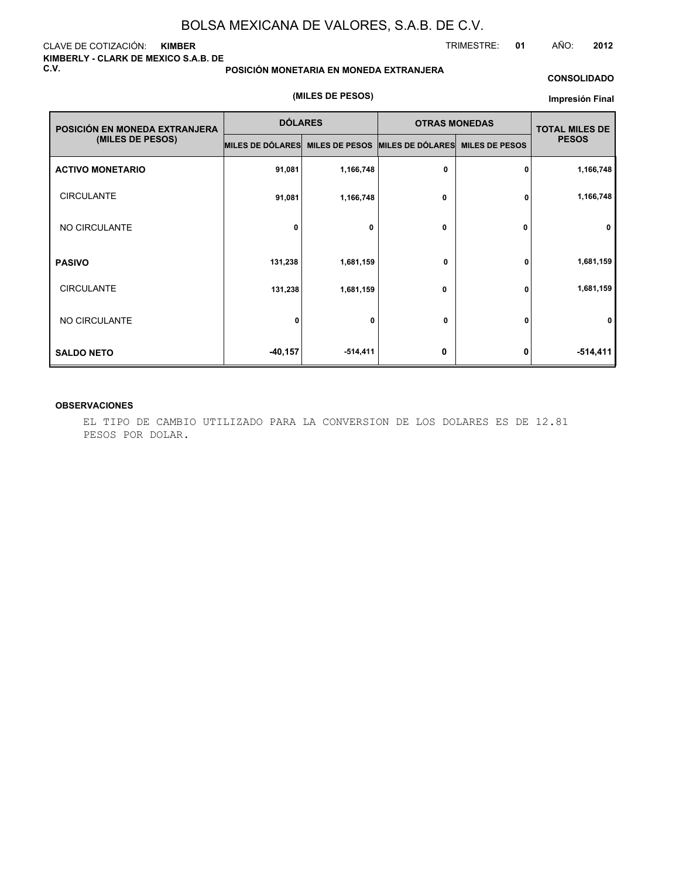CLAVE DE COTIZACIÓN: **KIMBER**

**KIMBERLY - CLARK DE MEXICO S.A.B. DE C.V.**

TRIMESTRE: **01** AÑO: **2012**

## POSICIÓN MONETARIA EN MONEDA EXTRANJERA

**CONSOLIDADO**

**(MILES DE PESOS)**

**Impresión Final**

| POSICIÓN EN MONEDA EXTRANJERA (MILES DE PESOS) | DÓLARES | | OTRAS MONEDAS | | TOTAL MILES DE PESOS |
|---|---|---|---|---|---|
| | MILES DE DÓLARES | MILES DE PESOS | MILES DE DÓLARES | MILES DE PESOS | |
| **ACTIVO MONETARIO** | 91,081 | 1,166,748 | 0 | 0 | 1,166,748 |
| CIRCULANTE | 91,081 | 1,166,748 | 0 | 0 | 1,166,748 |
| NO CIRCULANTE | 0 | 0 | 0 | 0 | 0 |
| **PASIVO** | 131,238 | 1,681,159 | 0 | 0 | 1,681,159 |
| CIRCULANTE | 131,238 | 1,681,159 | 0 | 0 | 1,681,159 |
| NO CIRCULANTE | 0 | 0 | 0 | 0 | 0 |
| **SALDO NETO** | -40,157 | -514,411 | 0 | 0 | -514,411 |

**OBSERVACIONES**

EL TIPO DE CAMBIO UTILIZADO PARA LA CONVERSION DE LOS DOLARES ES DE 12.81 PESOS POR DOLAR.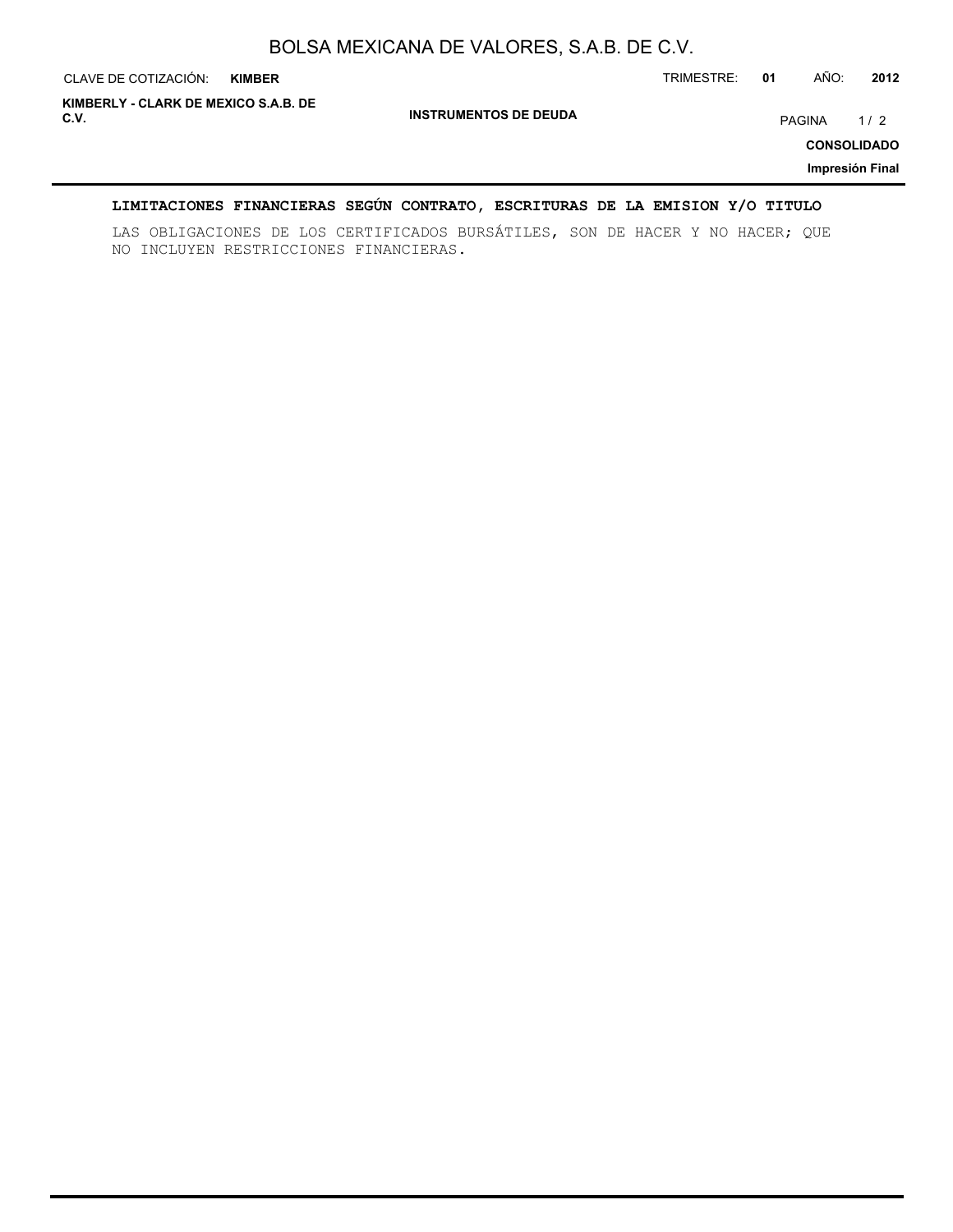## INSTRUMENTOS DE DEUDA

### LIMITACIONES FINANCIERAS SEGÚN CONTRATO, ESCRITURAS DE LA EMISION Y/O TITULO

LAS OBLIGACIONES DE LOS CERTIFICADOS BURSÁTILES, SON DE HACER Y NO HACER; QUE NO INCLUYEN RESTRICCIONES FINANCIERAS.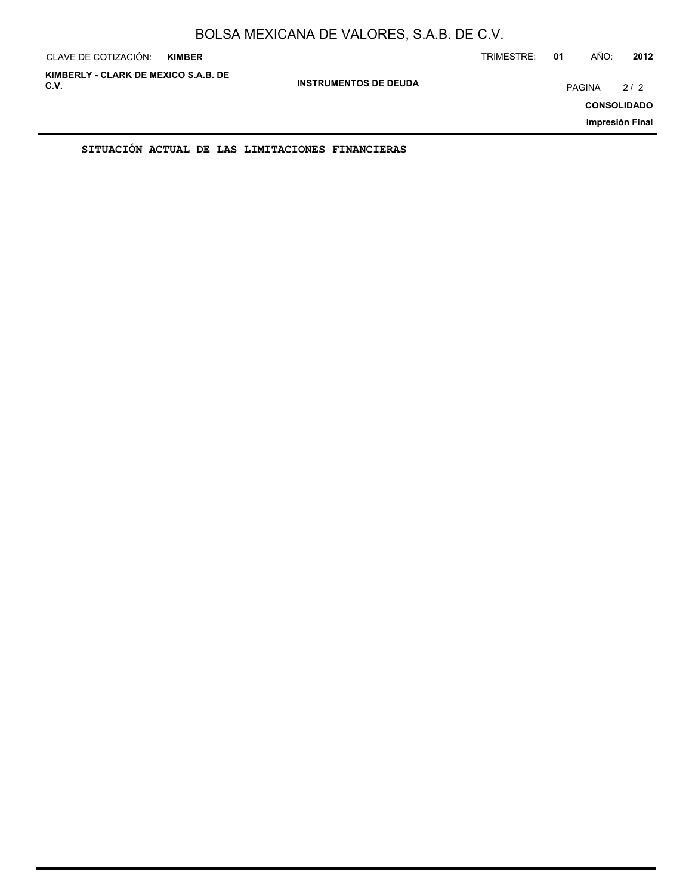**SITUACIÓN ACTUAL DE LAS LIMITACIONES FINANCIERAS**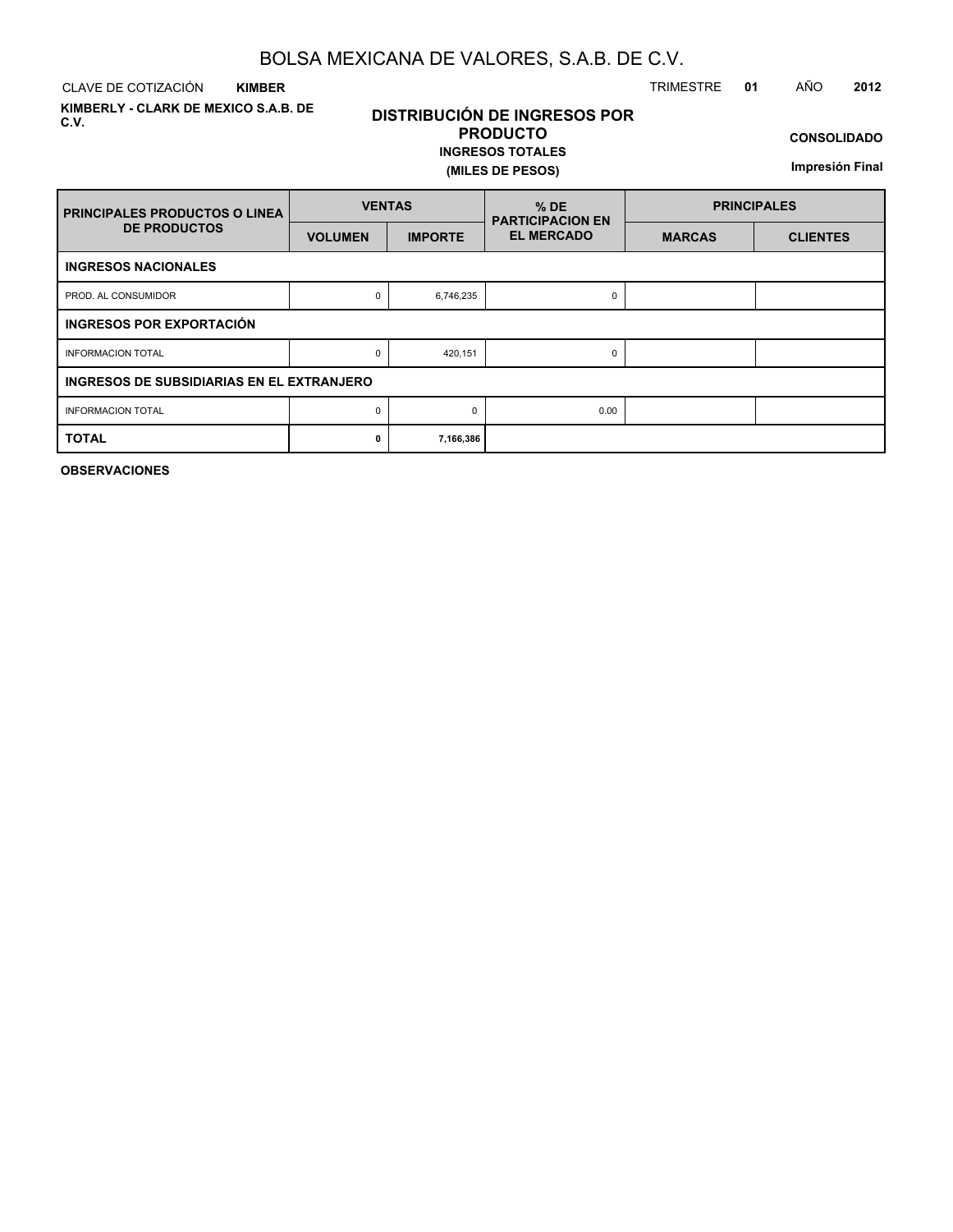# BOLSA MEXICANA DE VALORES, S.A.B. DE C.V.

CLAVE DE COTIZACIÓN **KIMBER** TRIMESTRE **01** AÑO **2012**

**KIMBERLY - CLARK DE MEXICO S.A.B. DE C.V.**

## DISTRIBUCIÓN DE INGRESOS POR PRODUCTO

**INGRESOS TOTALES**

**(MILES DE PESOS)**

**CONSOLIDADO**

**Impresión Final**

| PRINCIPALES PRODUCTOS O LINEA DE PRODUCTOS | VENTAS | | % DE PARTICIPACION EN EL MERCADO | PRINCIPALES | |
|---|---|---|---|---|---|
| | VOLUMEN | IMPORTE | | MARCAS | CLIENTES |
| **INGRESOS NACIONALES** | | | | | |
| PROD. AL CONSUMIDOR | 0 | 6,746,235 | 0 | | |
| **INGRESOS POR EXPORTACIÓN** | | | | | |
| INFORMACION TOTAL | 0 | 420,151 | 0 | | |
| **INGRESOS DE SUBSIDIARIAS EN EL EXTRANJERO** | | | | | |
| INFORMACION TOTAL | 0 | 0 | 0.00 | | |
| **TOTAL** | **0** | **7,166,386** | | | |

**OBSERVACIONES**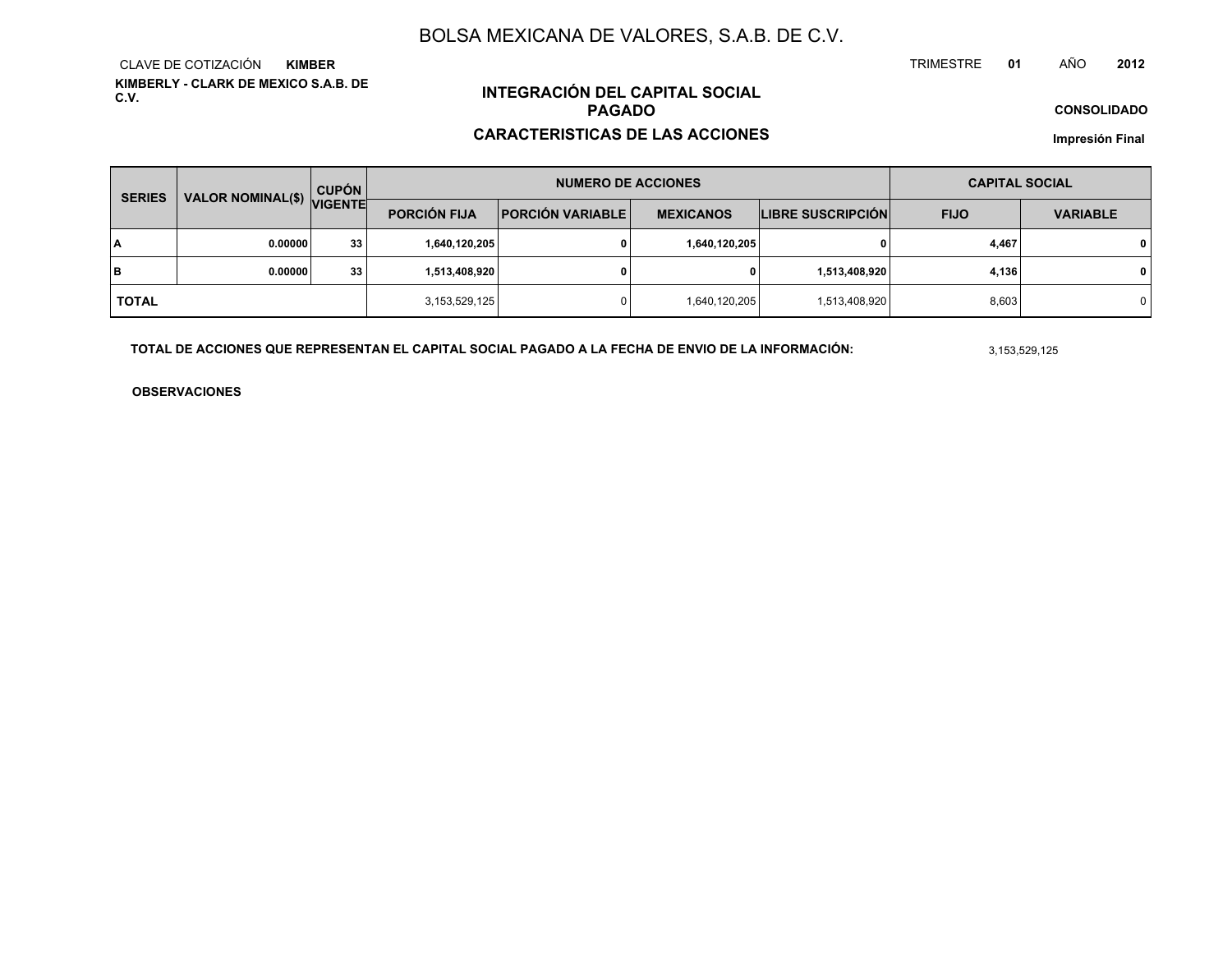# BOLSA MEXICANA DE VALORES, S.A.B. DE C.V.

CLAVE DE COTIZACIÓN **KIMBER**

TRIMESTRE **01** AÑO **2012**

**KIMBERLY - CLARK DE MEXICO S.A.B. DE C.V.**

## INTEGRACIÓN DEL CAPITAL SOCIAL PAGADO

## CARACTERISTICAS DE LAS ACCIONES

**CONSOLIDADO**

**Impresión Final**

| SERIES | VALOR NOMINAL($) | CUPÓN VIGENTE | NUMERO DE ACCIONES | | | | CAPITAL SOCIAL | |
|---|---|---|---|---|---|---|---|---|
| | | | PORCIÓN FIJA | PORCIÓN VARIABLE | MEXICANOS | LIBRE SUSCRIPCIÓN | FIJO | VARIABLE |
| **A** | **0.00000** | **33** | **1,640,120,205** | **0** | **1,640,120,205** | **0** | **4,467** | **0** |
| **B** | **0.00000** | **33** | **1,513,408,920** | **0** | **0** | **1,513,408,920** | **4,136** | **0** |
| **TOTAL** | | | 3,153,529,125 | 0 | 1,640,120,205 | 1,513,408,920 | 8,603 | 0 |

**TOTAL DE ACCIONES QUE REPRESENTAN EL CAPITAL SOCIAL PAGADO A LA FECHA DE ENVIO DE LA INFORMACIÓN:** 3,153,529,125

**OBSERVACIONES**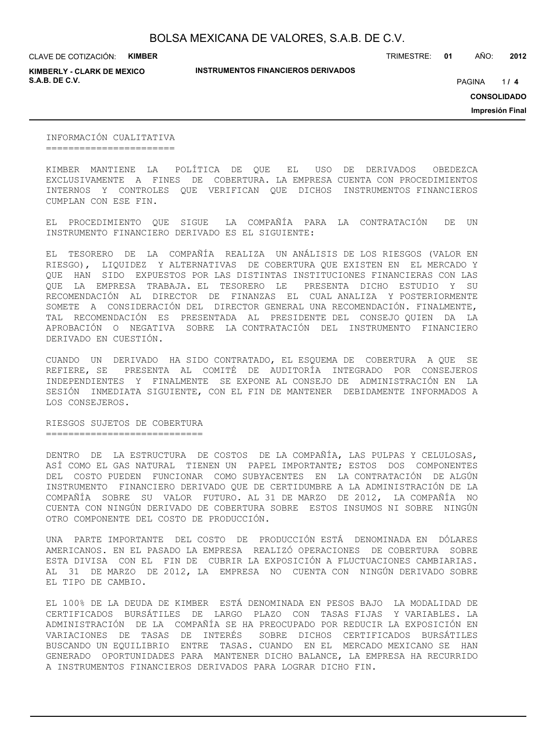## INFORMACIÓN CUALITATIVA

KIMBER MANTIENE LA POLÍTICA DE QUE EL USO DE DERIVADOS OBEDEZCA EXCLUSIVAMENTE A FINES DE COBERTURA. LA EMPRESA CUENTA CON PROCEDIMIENTOS INTERNOS Y CONTROLES QUE VERIFICAN QUE DICHOS INSTRUMENTOS FINANCIEROS CUMPLAN CON ESE FIN.

EL PROCEDIMIENTO QUE SIGUE LA COMPAÑÍA PARA LA CONTRATACIÓN DE UN INSTRUMENTO FINANCIERO DERIVADO ES EL SIGUIENTE:

EL TESORERO DE LA COMPAÑÍA REALIZA UN ANÁLISIS DE LOS RIESGOS (VALOR EN RIESGO), LIQUIDEZ Y ALTERNATIVAS DE COBERTURA QUE EXISTEN EN EL MERCADO Y QUE HAN SIDO EXPUESTOS POR LAS DISTINTAS INSTITUCIONES FINANCIERAS CON LAS QUE LA EMPRESA TRABAJA. EL TESORERO LE PRESENTA DICHO ESTUDIO Y SU RECOMENDACIÓN AL DIRECTOR DE FINANZAS EL CUAL ANALIZA Y POSTERIORMENTE SOMETE A CONSIDERACIÓN DEL DIRECTOR GENERAL UNA RECOMENDACIÓN. FINALMENTE, TAL RECOMENDACIÓN ES PRESENTADA AL PRESIDENTE DEL CONSEJO QUIEN DA LA APROBACIÓN O NEGATIVA SOBRE LA CONTRATACIÓN DEL INSTRUMENTO FINANCIERO DERIVADO EN CUESTIÓN.

CUANDO UN DERIVADO HA SIDO CONTRATADO, EL ESQUEMA DE COBERTURA A QUE SE REFIERE, SE PRESENTA AL COMITÉ DE AUDITORÍA INTEGRADO POR CONSEJEROS INDEPENDIENTES Y FINALMENTE SE EXPONE AL CONSEJO DE ADMINISTRACIÓN EN LA SESIÓN INMEDIATA SIGUIENTE, CON EL FIN DE MANTENER DEBIDAMENTE INFORMADOS A LOS CONSEJEROS.

## RIESGOS SUJETOS DE COBERTURA

DENTRO DE LA ESTRUCTURA DE COSTOS DE LA COMPAÑÍA, LAS PULPAS Y CELULOSAS, ASÍ COMO EL GAS NATURAL TIENEN UN PAPEL IMPORTANTE; ESTOS DOS COMPONENTES DEL COSTO PUEDEN FUNCIONAR COMO SUBYACENTES EN LA CONTRATACIÓN DE ALGÚN INSTRUMENTO FINANCIERO DERIVADO QUE DE CERTIDUMBRE A LA ADMINISTRACIÓN DE LA COMPAÑÍA SOBRE SU VALOR FUTURO. AL 31 DE MARZO DE 2012, LA COMPAÑÍA NO CUENTA CON NINGÚN DERIVADO DE COBERTURA SOBRE ESTOS INSUMOS NI SOBRE NINGÚN OTRO COMPONENTE DEL COSTO DE PRODUCCIÓN.

UNA PARTE IMPORTANTE DEL COSTO DE PRODUCCIÓN ESTÁ DENOMINADA EN DÓLARES AMERICANOS. EN EL PASADO LA EMPRESA REALIZÓ OPERACIONES DE COBERTURA SOBRE ESTA DIVISA CON EL FIN DE CUBRIR LA EXPOSICIÓN A FLUCTUACIONES CAMBIARIAS. AL 31 DE MARZO DE 2012, LA EMPRESA NO CUENTA CON NINGÚN DERIVADO SOBRE EL TIPO DE CAMBIO.

EL 100% DE LA DEUDA DE KIMBER ESTÁ DENOMINADA EN PESOS BAJO LA MODALIDAD DE CERTIFICADOS BURSÁTILES DE LARGO PLAZO CON TASAS FIJAS Y VARIABLES. LA ADMINISTRACIÓN DE LA COMPAÑÍA SE HA PREOCUPADO POR REDUCIR LA EXPOSICIÓN EN VARIACIONES DE TASAS DE INTERÉS SOBRE DICHOS CERTIFICADOS BURSÁTILES BUSCANDO UN EQUILIBRIO ENTRE TASAS. CUANDO EN EL MERCADO MEXICANO SE HAN GENERADO OPORTUNIDADES PARA MANTENER DICHO BALANCE, LA EMPRESA HA RECURRIDO A INSTRUMENTOS FINANCIEROS DERIVADOS PARA LOGRAR DICHO FIN.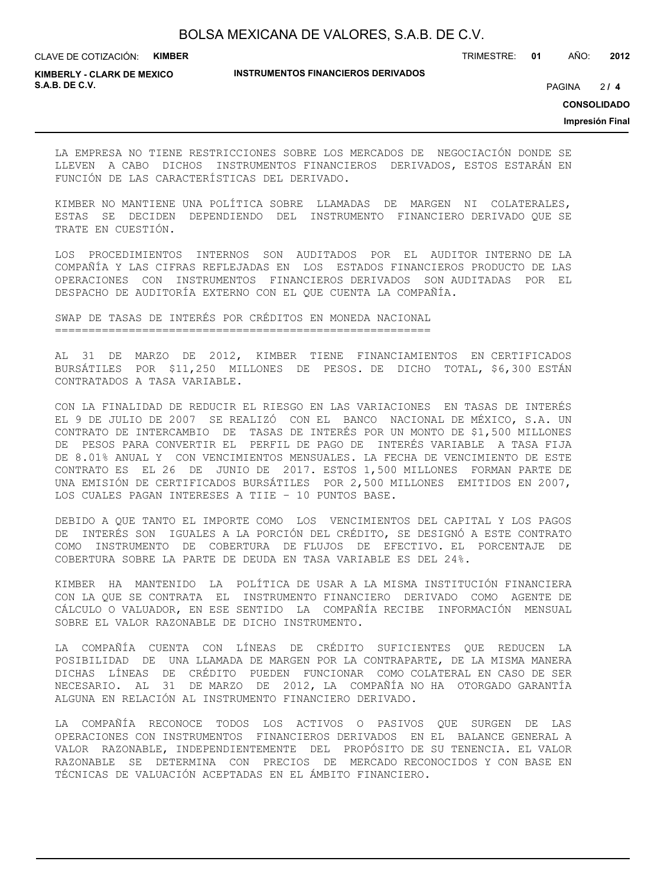LA EMPRESA NO TIENE RESTRICCIONES SOBRE LOS MERCADOS DE NEGOCIACIÓN DONDE SE LLEVEN A CABO DICHOS INSTRUMENTOS FINANCIEROS DERIVADOS, ESTOS ESTARÁN EN FUNCIÓN DE LAS CARACTERÍSTICAS DEL DERIVADO.

KIMBER NO MANTIENE UNA POLÍTICA SOBRE LLAMADAS DE MARGEN NI COLATERALES, ESTAS SE DECIDEN DEPENDIENDO DEL INSTRUMENTO FINANCIERO DERIVADO QUE SE TRATE EN CUESTIÓN.

LOS PROCEDIMIENTOS INTERNOS SON AUDITADOS POR EL AUDITOR INTERNO DE LA COMPAÑÍA Y LAS CIFRAS REFLEJADAS EN LOS ESTADOS FINANCIEROS PRODUCTO DE LAS OPERACIONES CON INSTRUMENTOS FINANCIEROS DERIVADOS SON AUDITADAS POR EL DESPACHO DE AUDITORÍA EXTERNO CON EL QUE CUENTA LA COMPAÑÍA.

## SWAP DE TASAS DE INTERÉS POR CRÉDITOS EN MONEDA NACIONAL

AL 31 DE MARZO DE 2012, KIMBER TIENE FINANCIAMIENTOS EN CERTIFICADOS BURSÁTILES POR $11,250 MILLONES DE PESOS. DE DICHO TOTAL, $6,300 ESTÁN CONTRATADOS A TASA VARIABLE.

CON LA FINALIDAD DE REDUCIR EL RIESGO EN LAS VARIACIONES EN TASAS DE INTERÉS EL 9 DE JULIO DE 2007 SE REALIZÓ CON EL BANCO NACIONAL DE MÉXICO, S.A. UN CONTRATO DE INTERCAMBIO DE TASAS DE INTERÉS POR UN MONTO DE $1,500 MILLONES DE PESOS PARA CONVERTIR EL PERFIL DE PAGO DE INTERÉS VARIABLE A TASA FIJA DE 8.01% ANUAL Y CON VENCIMIENTOS MENSUALES. LA FECHA DE VENCIMIENTO DE ESTE CONTRATO ES EL 26 DE JUNIO DE 2017. ESTOS 1,500 MILLONES FORMAN PARTE DE UNA EMISIÓN DE CERTIFICADOS BURSÁTILES POR 2,500 MILLONES EMITIDOS EN 2007, LOS CUALES PAGAN INTERESES A TIIE – 10 PUNTOS BASE.

DEBIDO A QUE TANTO EL IMPORTE COMO LOS VENCIMIENTOS DEL CAPITAL Y LOS PAGOS DE INTERÉS SON IGUALES A LA PORCIÓN DEL CRÉDITO, SE DESIGNÓ A ESTE CONTRATO COMO INSTRUMENTO DE COBERTURA DE FLUJOS DE EFECTIVO. EL PORCENTAJE DE COBERTURA SOBRE LA PARTE DE DEUDA EN TASA VARIABLE ES DEL 24%.

KIMBER HA MANTENIDO LA POLÍTICA DE USAR A LA MISMA INSTITUCIÓN FINANCIERA CON LA QUE SE CONTRATA EL INSTRUMENTO FINANCIERO DERIVADO COMO AGENTE DE CÁLCULO O VALUADOR, EN ESE SENTIDO LA COMPAÑÍA RECIBE INFORMACIÓN MENSUAL SOBRE EL VALOR RAZONABLE DE DICHO INSTRUMENTO.

LA COMPAÑÍA CUENTA CON LÍNEAS DE CRÉDITO SUFICIENTES QUE REDUCEN LA POSIBILIDAD DE UNA LLAMADA DE MARGEN POR LA CONTRAPARTE, DE LA MISMA MANERA DICHAS LÍNEAS DE CRÉDITO PUEDEN FUNCIONAR COMO COLATERAL EN CASO DE SER NECESARIO. AL 31 DE MARZO DE 2012, LA COMPAÑÍA NO HA OTORGADO GARANTÍA ALGUNA EN RELACIÓN AL INSTRUMENTO FINANCIERO DERIVADO.

LA COMPAÑÍA RECONOCE TODOS LOS ACTIVOS O PASIVOS QUE SURGEN DE LAS OPERACIONES CON INSTRUMENTOS FINANCIEROS DERIVADOS EN EL BALANCE GENERAL A VALOR RAZONABLE, INDEPENDIENTEMENTE DEL PROPÓSITO DE SU TENENCIA. EL VALOR RAZONABLE SE DETERMINA CON PRECIOS DE MERCADO RECONOCIDOS Y CON BASE EN TÉCNICAS DE VALUACIÓN ACEPTADAS EN EL ÁMBITO FINANCIERO.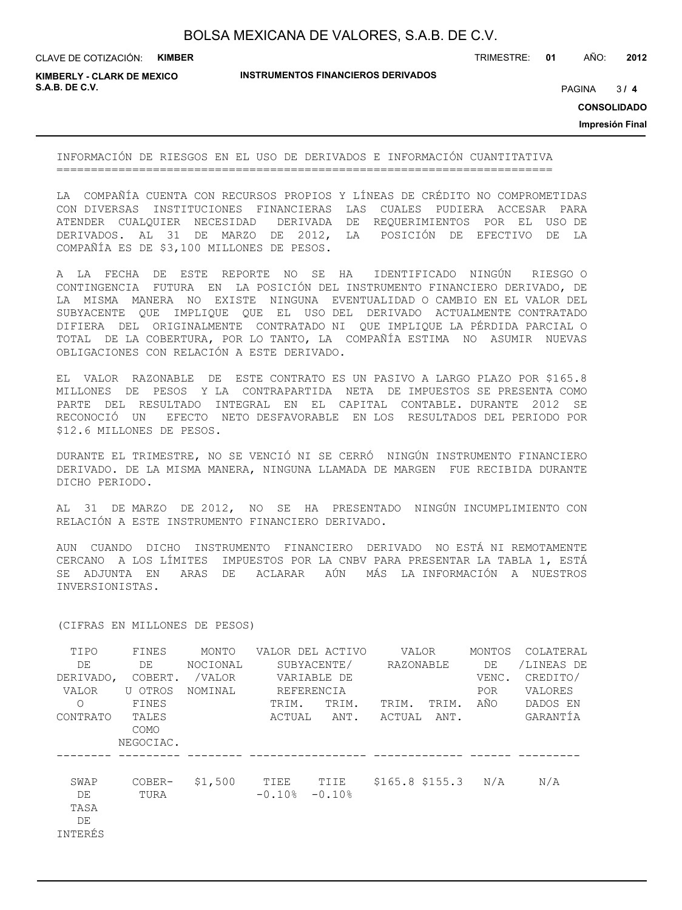## INFORMACIÓN DE RIESGOS EN EL USO DE DERIVADOS E INFORMACIÓN CUANTITATIVA

LA COMPAÑÍA CUENTA CON RECURSOS PROPIOS Y LÍNEAS DE CRÉDITO NO COMPROMETIDAS CON DIVERSAS INSTITUCIONES FINANCIERAS LAS CUALES PUDIERA ACCESAR PARA ATENDER CUALQUIER NECESIDAD DERIVADA DE REQUERIMIENTOS POR EL USO DE DERIVADOS. AL 31 DE MARZO DE 2012, LA POSICIÓN DE EFECTIVO DE LA COMPAÑÍA ES DE $3,100 MILLONES DE PESOS.

A LA FECHA DE ESTE REPORTE NO SE HA IDENTIFICADO NINGÚN RIESGO O CONTINGENCIA FUTURA EN LA POSICIÓN DEL INSTRUMENTO FINANCIERO DERIVADO, DE LA MISMA MANERA NO EXISTE NINGUNA EVENTUALIDAD O CAMBIO EN EL VALOR DEL SUBYACENTE QUE IMPLIQUE QUE EL USO DEL DERIVADO ACTUALMENTE CONTRATADO DIFIERA DEL ORIGINALMENTE CONTRATADO NI QUE IMPLIQUE LA PÉRDIDA PARCIAL O TOTAL DE LA COBERTURA, POR LO TANTO, LA COMPAÑÍA ESTIMA NO ASUMIR NUEVAS OBLIGACIONES CON RELACIÓN A ESTE DERIVADO.

EL VALOR RAZONABLE DE ESTE CONTRATO ES UN PASIVO A LARGO PLAZO POR $165.8 MILLONES DE PESOS Y LA CONTRAPARTIDA NETA DE IMPUESTOS SE PRESENTA COMO PARTE DEL RESULTADO INTEGRAL EN EL CAPITAL CONTABLE. DURANTE 2012 SE RECONOCIÓ UN EFECTO NETO DESFAVORABLE EN LOS RESULTADOS DEL PERIODO POR $12.6 MILLONES DE PESOS.

DURANTE EL TRIMESTRE, NO SE VENCIÓ NI SE CERRÓ NINGÚN INSTRUMENTO FINANCIERO DERIVADO. DE LA MISMA MANERA, NINGUNA LLAMADA DE MARGEN FUE RECIBIDA DURANTE DICHO PERIODO.

AL 31 DE MARZO DE 2012, NO SE HA PRESENTADO NINGÚN INCUMPLIMIENTO CON RELACIÓN A ESTE INSTRUMENTO FINANCIERO DERIVADO.

AUN CUANDO DICHO INSTRUMENTO FINANCIERO DERIVADO NO ESTÁ NI REMOTAMENTE CERCANO A LOS LÍMITES IMPUESTOS POR LA CNBV PARA PRESENTAR LA TABLA 1, ESTÁ SE ADJUNTA EN ARAS DE ACLARAR AÚN MÁS LA INFORMACIÓN A NUESTROS INVERSIONISTAS.

(CIFRAS EN MILLONES DE PESOS)

| TIPO DE DERIVADO, VALOR O CONTRATO | FINES DE COBERT. U OTROS FINES TALES COMO NEGOCIAC. | MONTO NOCIONAL /VALOR NOMINAL | VALOR DEL ACTIVO SUBYACENTE/ VARIABLE DE REFERENCIA | | VALOR RAZONABLE | | MONTOS DE VENC. POR AÑO | COLATERAL /LINEAS DE CREDITO/ VALORES DADOS EN GARANTÍA |
|---|---|---|---|---|---|---|---|---|
| | | | TRIM. ACTUAL | TRIM. ANT. | TRIM. ACTUAL | TRIM. ANT. | | |
| SWAP DE TASA DE INTERÉS | COBERTURA | $1,500 | TIEE -0.10% | TIIE -0.10% | $165.8 | $155.3 | N/A | N/A |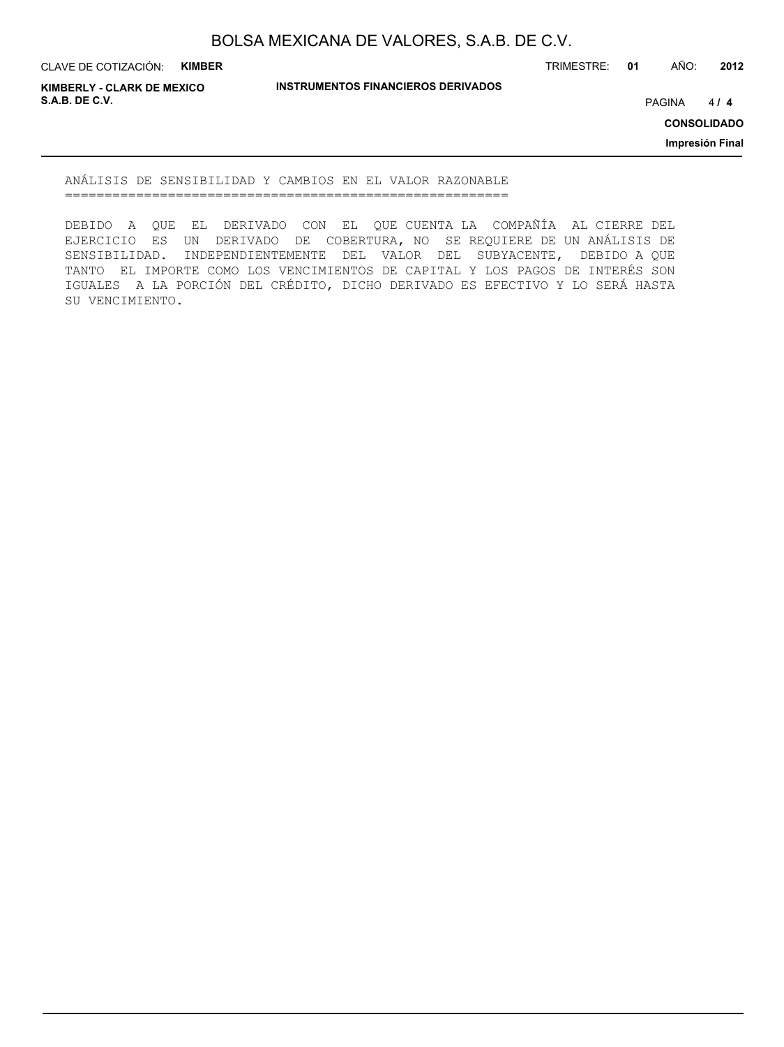## ANÁLISIS DE SENSIBILIDAD Y CAMBIOS EN EL VALOR RAZONABLE

DEBIDO A QUE EL DERIVADO CON EL QUE CUENTA LA COMPAÑÍA AL CIERRE DEL EJERCICIO ES UN DERIVADO DE COBERTURA, NO SE REQUIERE DE UN ANÁLISIS DE SENSIBILIDAD. INDEPENDIENTEMENTE DEL VALOR DEL SUBYACENTE, DEBIDO A QUE TANTO EL IMPORTE COMO LOS VENCIMIENTOS DE CAPITAL Y LOS PAGOS DE INTERÉS SON IGUALES A LA PORCIÓN DEL CRÉDITO, DICHO DERIVADO ES EFECTIVO Y LO SERÁ HASTA SU VENCIMIENTO.